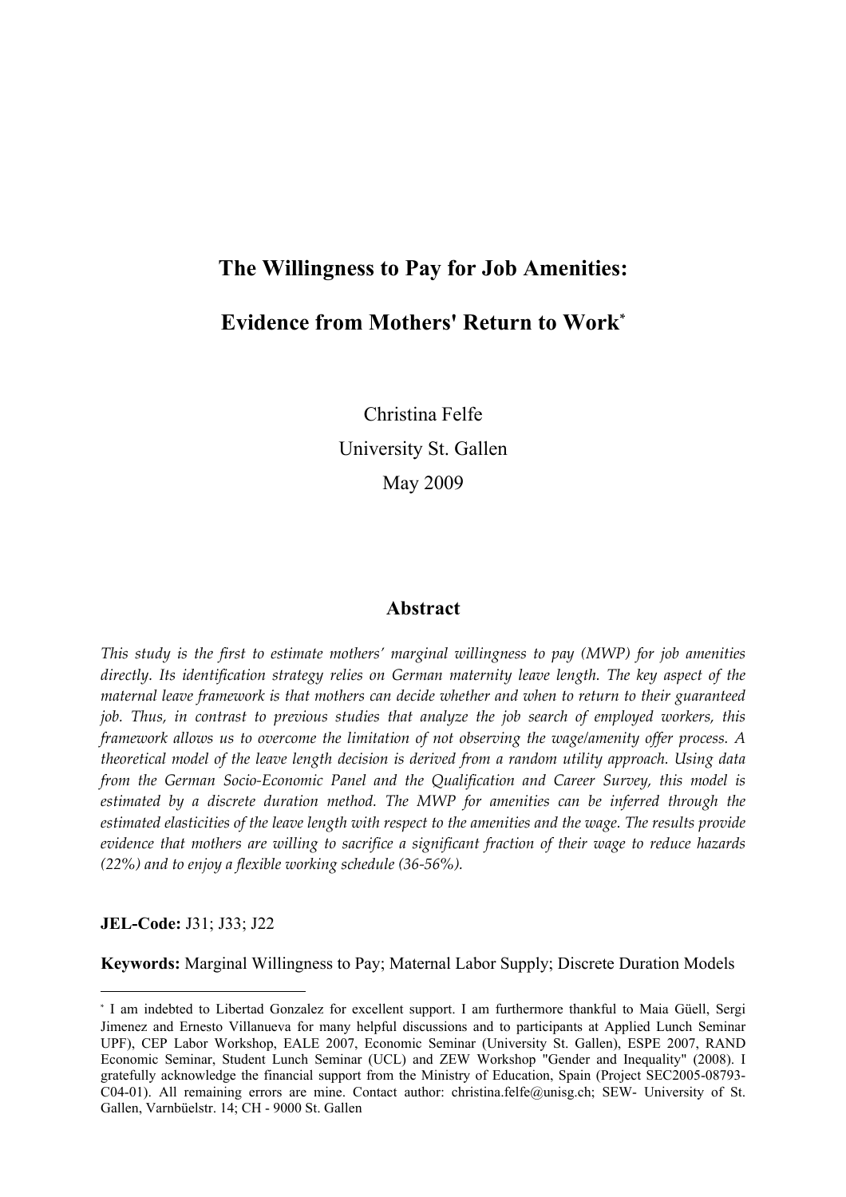# The Willingness to Pay for Job Amenities:

# Evidence from Mothers' Return to Work[*]

Christina Felfe

University St. Gallen

May 2009

## Abstract

*This study is the first to estimate mothers' marginal willingness to pay (MWP) for job amenities directly. Its identification strategy relies on German maternity leave length. The key aspect of the maternal leave framework is that mothers can decide whether and when to return to their guaranteed job. Thus, in contrast to previous studies that analyze the job search of employed workers, this framework allows us to overcome the limitation of not observing the wage/amenity offer process. A theoretical model of the leave length decision is derived from a random utility approach. Using data from the German Socio-Economic Panel and the Qualification and Career Survey, this model is estimated by a discrete duration method. The MWP for amenities can be inferred through the estimated elasticities of the leave length with respect to the amenities and the wage. The results provide evidence that mothers are willing to sacrifice a significant fraction of their wage to reduce hazards (22%) and to enjoy a flexible working schedule (36-56%).*

**JEL-Code:** J31; J33; J22

**Keywords:** Marginal Willingness to Pay; Maternal Labor Supply; Discrete Duration Models

---

[*] I am indebted to Libertad Gonzalez for excellent support. I am furthermore thankful to Maia Güell, Sergi Jimenez and Ernesto Villanueva for many helpful discussions and to participants at Applied Lunch Seminar UPF), CEP Labor Workshop, EALE 2007, Economic Seminar (University St. Gallen), ESPE 2007, RAND Economic Seminar, Student Lunch Seminar (UCL) and ZEW Workshop "Gender and Inequality" (2008). I gratefully acknowledge the financial support from the Ministry of Education, Spain (Project SEC2005-08793-C04-01). All remaining errors are mine. Contact author: christina.felfe@unisg.ch; SEW- University of St. Gallen, Varnbüelstr. 14; CH - 9000 St. Gallen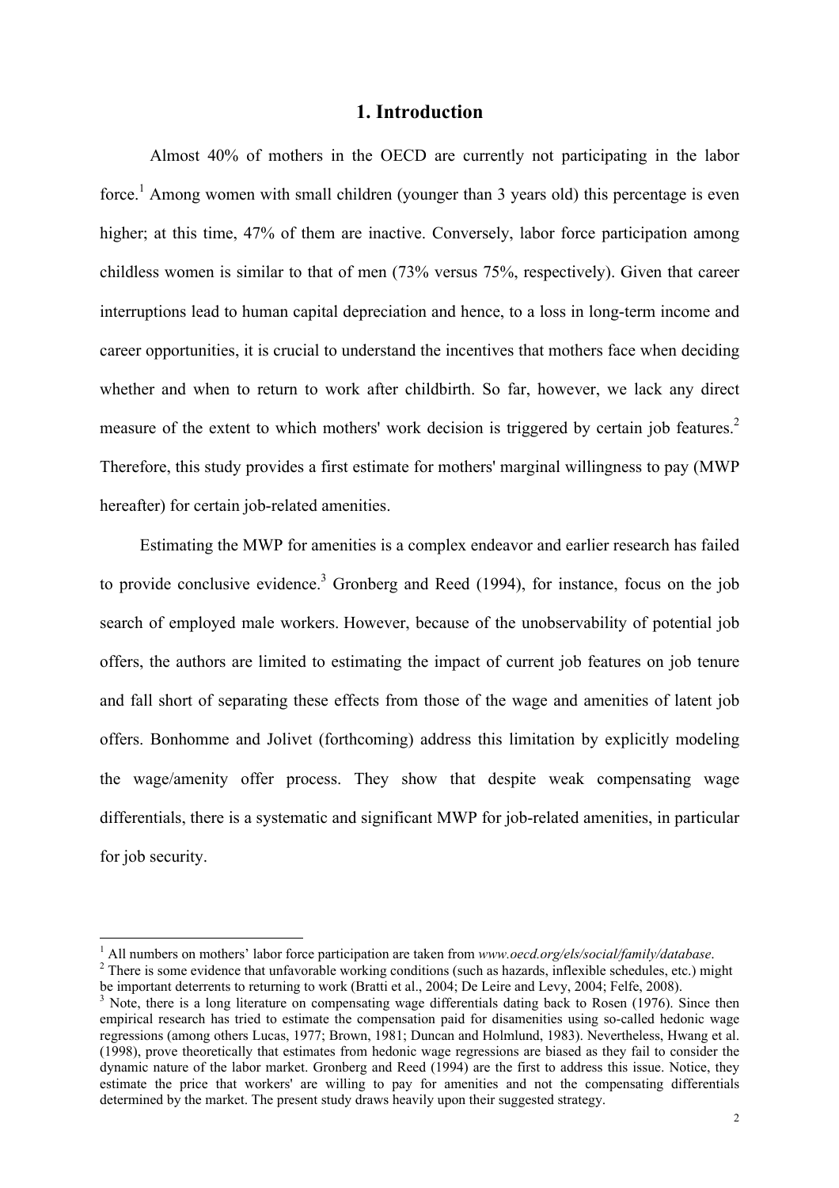# 1. Introduction

Almost 40% of mothers in the OECD are currently not participating in the labor force.[1] Among women with small children (younger than 3 years old) this percentage is even higher; at this time, 47% of them are inactive. Conversely, labor force participation among childless women is similar to that of men (73% versus 75%, respectively). Given that career interruptions lead to human capital depreciation and hence, to a loss in long-term income and career opportunities, it is crucial to understand the incentives that mothers face when deciding whether and when to return to work after childbirth. So far, however, we lack any direct measure of the extent to which mothers' work decision is triggered by certain job features.[2] Therefore, this study provides a first estimate for mothers' marginal willingness to pay (MWP hereafter) for certain job-related amenities.

Estimating the MWP for amenities is a complex endeavor and earlier research has failed to provide conclusive evidence.[3] Gronberg and Reed (1994), for instance, focus on the job search of employed male workers. However, because of the unobservability of potential job offers, the authors are limited to estimating the impact of current job features on job tenure and fall short of separating these effects from those of the wage and amenities of latent job offers. Bonhomme and Jolivet (forthcoming) address this limitation by explicitly modeling the wage/amenity offer process. They show that despite weak compensating wage differentials, there is a systematic and significant MWP for job-related amenities, in particular for job security.

---

[1] All numbers on mothers' labor force participation are taken from *www.oecd.org/els/social/family/database*.

[2] There is some evidence that unfavorable working conditions (such as hazards, inflexible schedules, etc.) might be important deterrents to returning to work (Bratti et al., 2004; De Leire and Levy, 2004; Felfe, 2008).

[3] Note, there is a long literature on compensating wage differentials dating back to Rosen (1976). Since then empirical research has tried to estimate the compensation paid for disamenities using so-called hedonic wage regressions (among others Lucas, 1977; Brown, 1981; Duncan and Holmlund, 1983). Nevertheless, Hwang et al. (1998), prove theoretically that estimates from hedonic wage regressions are biased as they fail to consider the dynamic nature of the labor market. Gronberg and Reed (1994) are the first to address this issue. Notice, they estimate the price that workers' are willing to pay for amenities and not the compensating differentials determined by the market. The present study draws heavily upon their suggested strategy.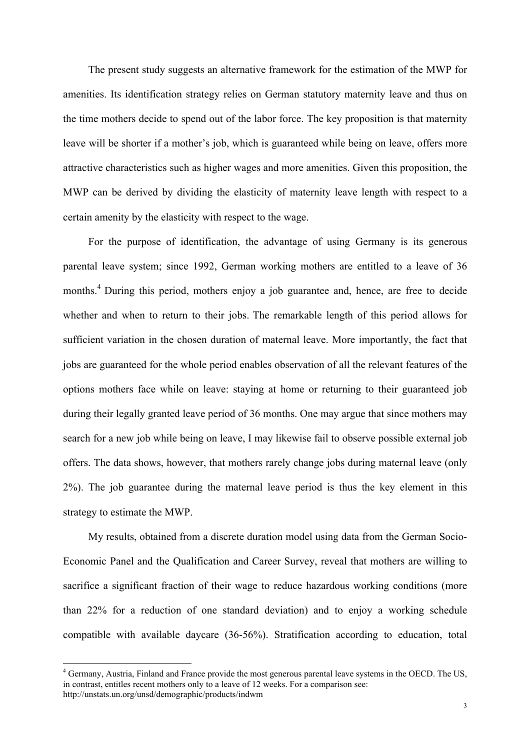The present study suggests an alternative framework for the estimation of the MWP for amenities. Its identification strategy relies on German statutory maternity leave and thus on the time mothers decide to spend out of the labor force. The key proposition is that maternity leave will be shorter if a mother's job, which is guaranteed while being on leave, offers more attractive characteristics such as higher wages and more amenities. Given this proposition, the MWP can be derived by dividing the elasticity of maternity leave length with respect to a certain amenity by the elasticity with respect to the wage.

For the purpose of identification, the advantage of using Germany is its generous parental leave system; since 1992, German working mothers are entitled to a leave of 36 months.[4] During this period, mothers enjoy a job guarantee and, hence, are free to decide whether and when to return to their jobs. The remarkable length of this period allows for sufficient variation in the chosen duration of maternal leave. More importantly, the fact that jobs are guaranteed for the whole period enables observation of all the relevant features of the options mothers face while on leave: staying at home or returning to their guaranteed job during their legally granted leave period of 36 months. One may argue that since mothers may search for a new job while being on leave, I may likewise fail to observe possible external job offers. The data shows, however, that mothers rarely change jobs during maternal leave (only 2%). The job guarantee during the maternal leave period is thus the key element in this strategy to estimate the MWP.

My results, obtained from a discrete duration model using data from the German Socio-Economic Panel and the Qualification and Career Survey, reveal that mothers are willing to sacrifice a significant fraction of their wage to reduce hazardous working conditions (more than 22% for a reduction of one standard deviation) and to enjoy a working schedule compatible with available daycare (36-56%). Stratification according to education, total

[4] Germany, Austria, Finland and France provide the most generous parental leave systems in the OECD. The US, in contrast, entitles recent mothers only to a leave of 12 weeks. For a comparison see: http://unstats.un.org/unsd/demographic/products/indwm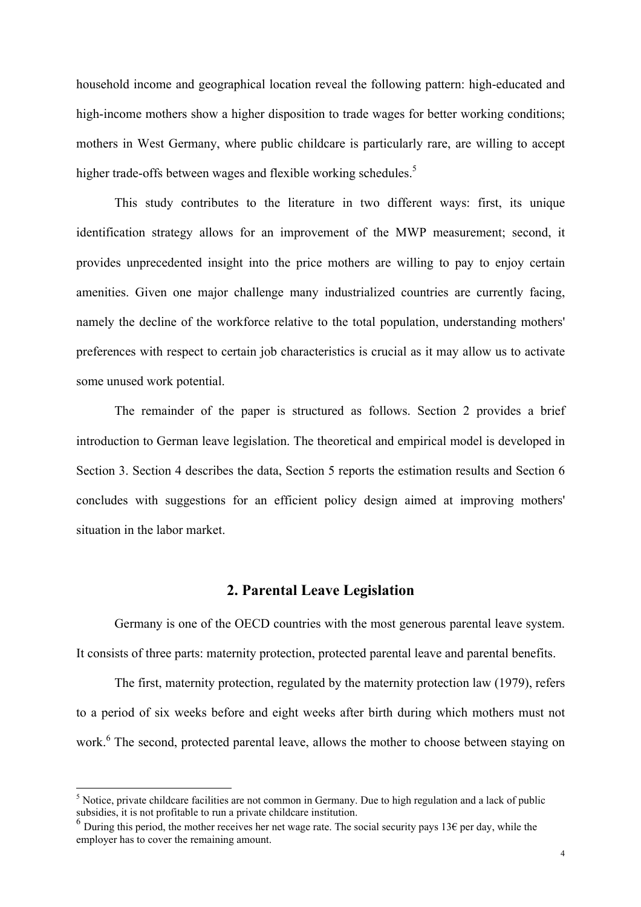household income and geographical location reveal the following pattern: high-educated and high-income mothers show a higher disposition to trade wages for better working conditions; mothers in West Germany, where public childcare is particularly rare, are willing to accept higher trade-offs between wages and flexible working schedules.[5]

This study contributes to the literature in two different ways: first, its unique identification strategy allows for an improvement of the MWP measurement; second, it provides unprecedented insight into the price mothers are willing to pay to enjoy certain amenities. Given one major challenge many industrialized countries are currently facing, namely the decline of the workforce relative to the total population, understanding mothers' preferences with respect to certain job characteristics is crucial as it may allow us to activate some unused work potential.

The remainder of the paper is structured as follows. Section 2 provides a brief introduction to German leave legislation. The theoretical and empirical model is developed in Section 3. Section 4 describes the data, Section 5 reports the estimation results and Section 6 concludes with suggestions for an efficient policy design aimed at improving mothers' situation in the labor market.

## 2. Parental Leave Legislation

Germany is one of the OECD countries with the most generous parental leave system. It consists of three parts: maternity protection, protected parental leave and parental benefits.

The first, maternity protection, regulated by the maternity protection law (1979), refers to a period of six weeks before and eight weeks after birth during which mothers must not work.[6] The second, protected parental leave, allows the mother to choose between staying on

---

[5] Notice, private childcare facilities are not common in Germany. Due to high regulation and a lack of public subsidies, it is not profitable to run a private childcare institution.

[6] During this period, the mother receives her net wage rate. The social security pays 13€ per day, while the employer has to cover the remaining amount.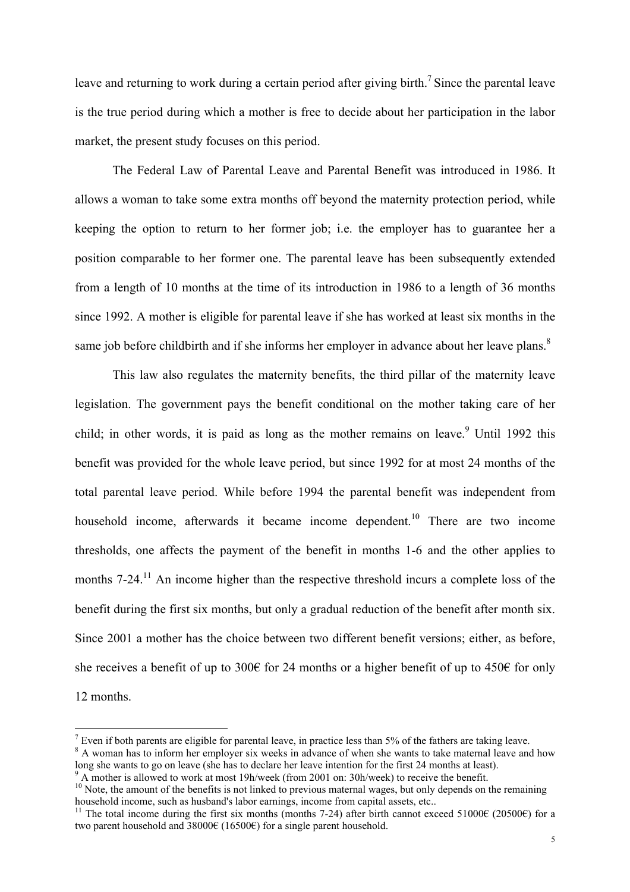leave and returning to work during a certain period after giving birth.[7] Since the parental leave is the true period during which a mother is free to decide about her participation in the labor market, the present study focuses on this period.

The Federal Law of Parental Leave and Parental Benefit was introduced in 1986. It allows a woman to take some extra months off beyond the maternity protection period, while keeping the option to return to her former job; i.e. the employer has to guarantee her a position comparable to her former one. The parental leave has been subsequently extended from a length of 10 months at the time of its introduction in 1986 to a length of 36 months since 1992. A mother is eligible for parental leave if she has worked at least six months in the same job before childbirth and if she informs her employer in advance about her leave plans.[8]

This law also regulates the maternity benefits, the third pillar of the maternity leave legislation. The government pays the benefit conditional on the mother taking care of her child; in other words, it is paid as long as the mother remains on leave.[9] Until 1992 this benefit was provided for the whole leave period, but since 1992 for at most 24 months of the total parental leave period. While before 1994 the parental benefit was independent from household income, afterwards it became income dependent.[10] There are two income thresholds, one affects the payment of the benefit in months 1-6 and the other applies to months 7-24.[11] An income higher than the respective threshold incurs a complete loss of the benefit during the first six months, but only a gradual reduction of the benefit after month six. Since 2001 a mother has the choice between two different benefit versions; either, as before, she receives a benefit of up to 300€ for 24 months or a higher benefit of up to 450€ for only 12 months.

---

[7] Even if both parents are eligible for parental leave, in practice less than 5% of the fathers are taking leave.

[8] A woman has to inform her employer six weeks in advance of when she wants to take maternal leave and how long she wants to go on leave (she has to declare her leave intention for the first 24 months at least).

[9] A mother is allowed to work at most 19h/week (from 2001 on: 30h/week) to receive the benefit.

[10] Note, the amount of the benefits is not linked to previous maternal wages, but only depends on the remaining household income, such as husband's labor earnings, income from capital assets, etc..

[11] The total income during the first six months (months 7-24) after birth cannot exceed 51000€ (20500€) for a two parent household and 38000€ (16500€) for a single parent household.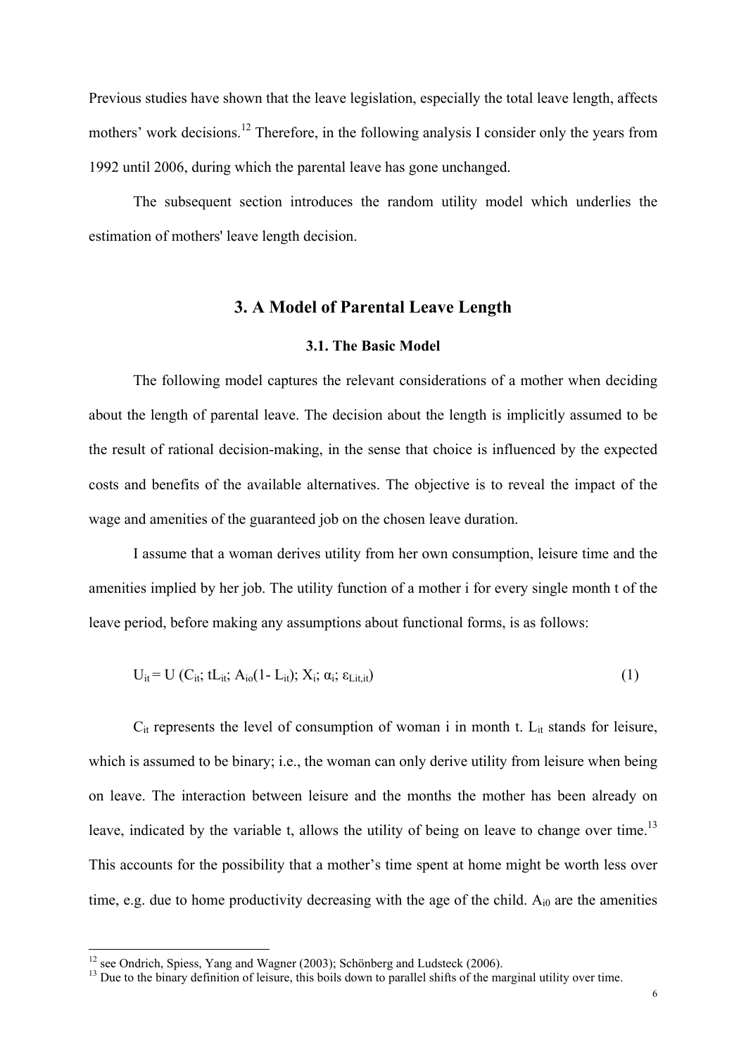Previous studies have shown that the leave legislation, especially the total leave length, affects mothers' work decisions.[12] Therefore, in the following analysis I consider only the years from 1992 until 2006, during which the parental leave has gone unchanged.

The subsequent section introduces the random utility model which underlies the estimation of mothers' leave length decision.

## 3. A Model of Parental Leave Length

### 3.1. The Basic Model

The following model captures the relevant considerations of a mother when deciding about the length of parental leave. The decision about the length is implicitly assumed to be the result of rational decision-making, in the sense that choice is influenced by the expected costs and benefits of the available alternatives. The objective is to reveal the impact of the wage and amenities of the guaranteed job on the chosen leave duration.

I assume that a woman derives utility from her own consumption, leisure time and the amenities implied by her job. The utility function of a mother i for every single month t of the leave period, before making any assumptions about functional forms, is as follows:

$$U_{it} = U\left(C_{it};\ tL_{it};\ A_{io}(1 - L_{it});\ X_i;\ \alpha_i;\ \varepsilon_{Lit,it}\right) \tag{1}$$

$C_{it}$ represents the level of consumption of woman i in month t. $L_{it}$ stands for leisure, which is assumed to be binary; i.e., the woman can only derive utility from leisure when being on leave. The interaction between leisure and the months the mother has been already on leave, indicated by the variable t, allows the utility of being on leave to change over time.[13] This accounts for the possibility that a mother's time spent at home might be worth less over time, e.g. due to home productivity decreasing with the age of the child. $A_{i0}$ are the amenities

---

[12] see Ondrich, Spiess, Yang and Wagner (2003); Schönberg and Ludsteck (2006).

[13] Due to the binary definition of leisure, this boils down to parallel shifts of the marginal utility over time.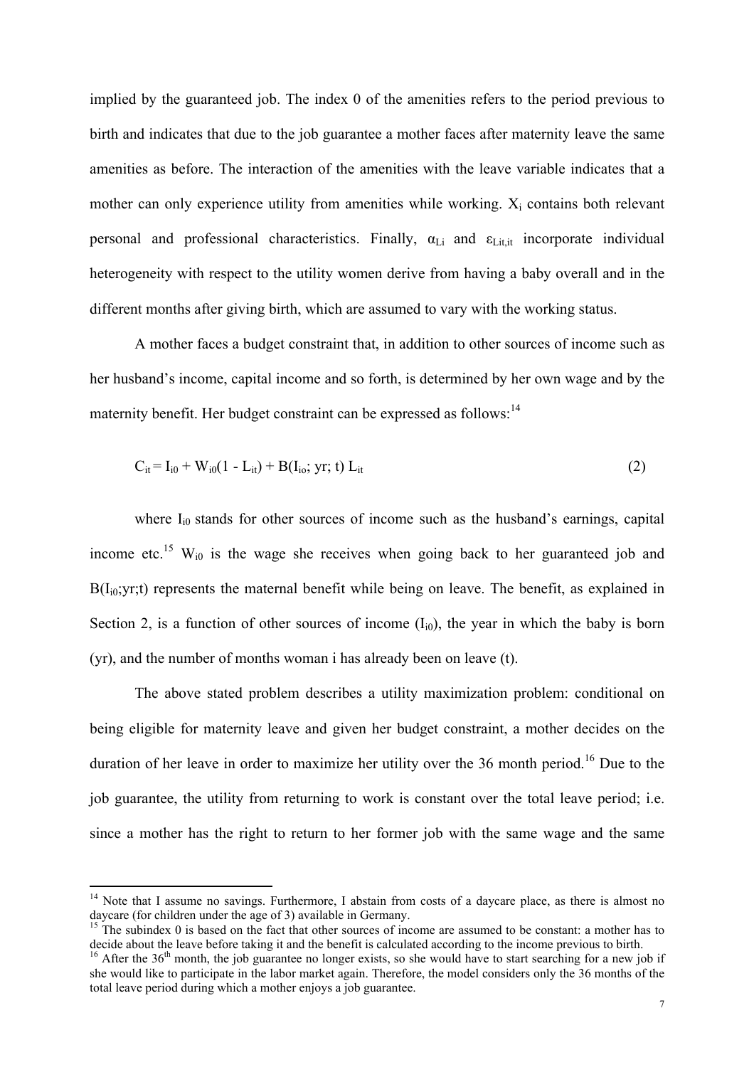implied by the guaranteed job. The index 0 of the amenities refers to the period previous to birth and indicates that due to the job guarantee a mother faces after maternity leave the same amenities as before. The interaction of the amenities with the leave variable indicates that a mother can only experience utility from amenities while working. $X_i$ contains both relevant personal and professional characteristics. Finally, $\alpha_{Li}$ and $\varepsilon_{Lit,it}$ incorporate individual heterogeneity with respect to the utility women derive from having a baby overall and in the different months after giving birth, which are assumed to vary with the working status.

A mother faces a budget constraint that, in addition to other sources of income such as her husband's income, capital income and so forth, is determined by her own wage and by the maternity benefit. Her budget constraint can be expressed as follows:[14]

$$C_{it} = I_{i0} + W_{i0}(1 - L_{it}) + B(I_{io};\, yr;\, t)\, L_{it} \tag{2}$$

where $I_{i0}$ stands for other sources of income such as the husband's earnings, capital income etc.[15] $W_{i0}$ is the wage she receives when going back to her guaranteed job and $B(I_{i0};yr;t)$ represents the maternal benefit while being on leave. The benefit, as explained in Section 2, is a function of other sources of income ($I_{i0}$), the year in which the baby is born (yr), and the number of months woman i has already been on leave (t).

The above stated problem describes a utility maximization problem: conditional on being eligible for maternity leave and given her budget constraint, a mother decides on the duration of her leave in order to maximize her utility over the 36 month period.[16] Due to the job guarantee, the utility from returning to work is constant over the total leave period; i.e. since a mother has the right to return to her former job with the same wage and the same

---

[14] Note that I assume no savings. Furthermore, I abstain from costs of a daycare place, as there is almost no daycare (for children under the age of 3) available in Germany.

[15] The subindex 0 is based on the fact that other sources of income are assumed to be constant: a mother has to decide about the leave before taking it and the benefit is calculated according to the income previous to birth.

[16] After the 36[th] month, the job guarantee no longer exists, so she would have to start searching for a new job if she would like to participate in the labor market again. Therefore, the model considers only the 36 months of the total leave period during which a mother enjoys a job guarantee.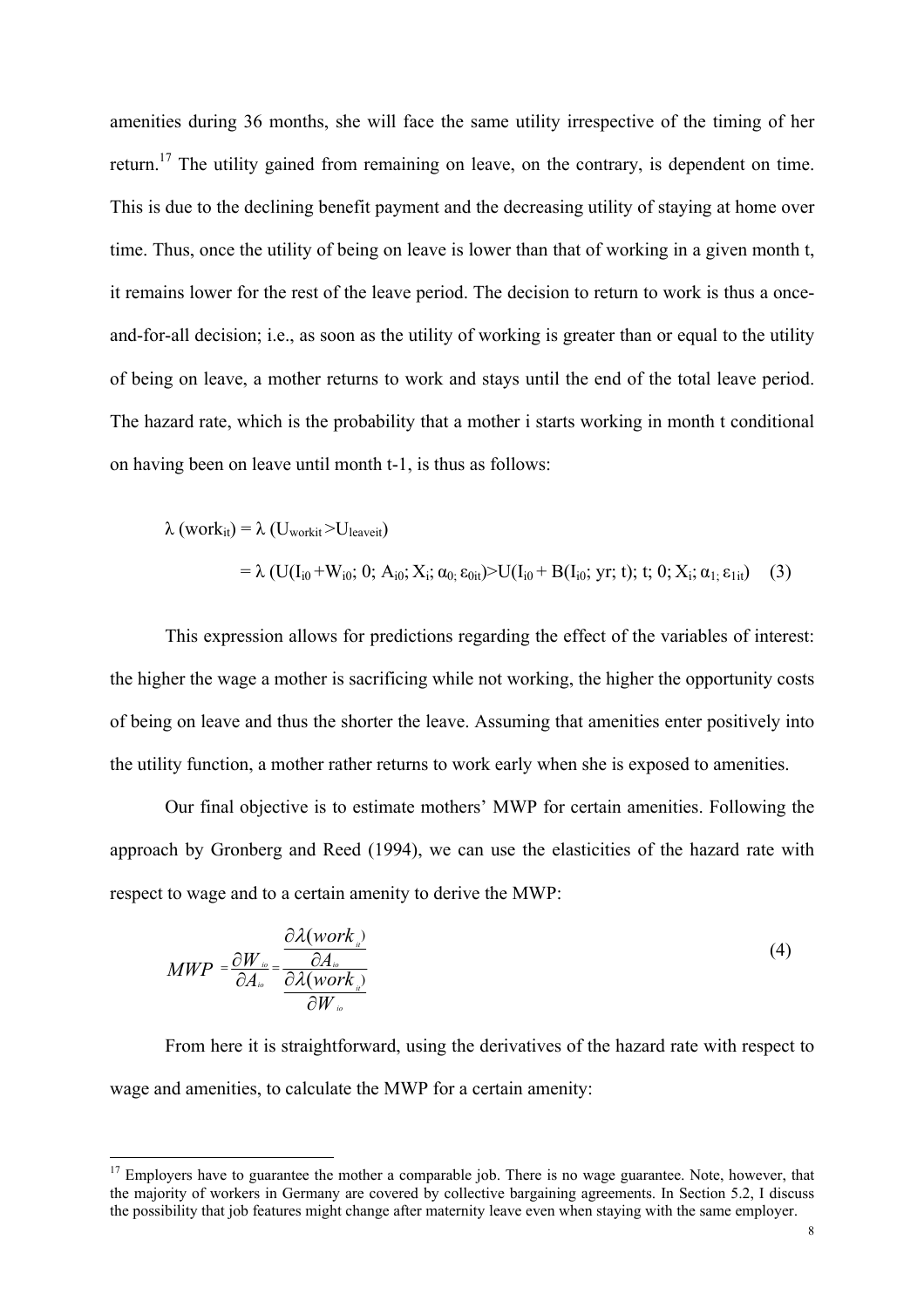amenities during 36 months, she will face the same utility irrespective of the timing of her return.[17] The utility gained from remaining on leave, on the contrary, is dependent on time. This is due to the declining benefit payment and the decreasing utility of staying at home over time. Thus, once the utility of being on leave is lower than that of working in a given month t, it remains lower for the rest of the leave period. The decision to return to work is thus a once-and-for-all decision; i.e., as soon as the utility of working is greater than or equal to the utility of being on leave, a mother returns to work and stays until the end of the total leave period. The hazard rate, which is the probability that a mother i starts working in month t conditional on having been on leave until month t-1, is thus as follows:

$$\lambda\,(work_{it}) = \lambda\,(U_{workit} > U_{leaveit})$$
$$= \lambda\,(U(I_{i0} + W_{i0};\, 0;\, A_{i0};\, X_i;\, \alpha_{0;}\, \varepsilon_{0it}) > U(I_{i0} + B(I_{i0};\, yr;\, t);\, t;\, 0;\, X_i;\, \alpha_{1;}\, \varepsilon_{1it}) \quad (3)$$

This expression allows for predictions regarding the effect of the variables of interest: the higher the wage a mother is sacrificing while not working, the higher the opportunity costs of being on leave and thus the shorter the leave. Assuming that amenities enter positively into the utility function, a mother rather returns to work early when she is exposed to amenities.

Our final objective is to estimate mothers' MWP for certain amenities. Following the approach by Gronberg and Reed (1994), we can use the elasticities of the hazard rate with respect to wage and to a certain amenity to derive the MWP:

$$MWP = \frac{\partial W_{io}}{\partial A_{io}} = \frac{\dfrac{\partial \lambda(work_{it})}{\partial A_{io}}}{\dfrac{\partial \lambda(work_{it})}{\partial W_{io}}} \quad (4)$$

From here it is straightforward, using the derivatives of the hazard rate with respect to wage and amenities, to calculate the MWP for a certain amenity:

---

[17] Employers have to guarantee the mother a comparable job. There is no wage guarantee. Note, however, that the majority of workers in Germany are covered by collective bargaining agreements. In Section 5.2, I discuss the possibility that job features might change after maternity leave even when staying with the same employer.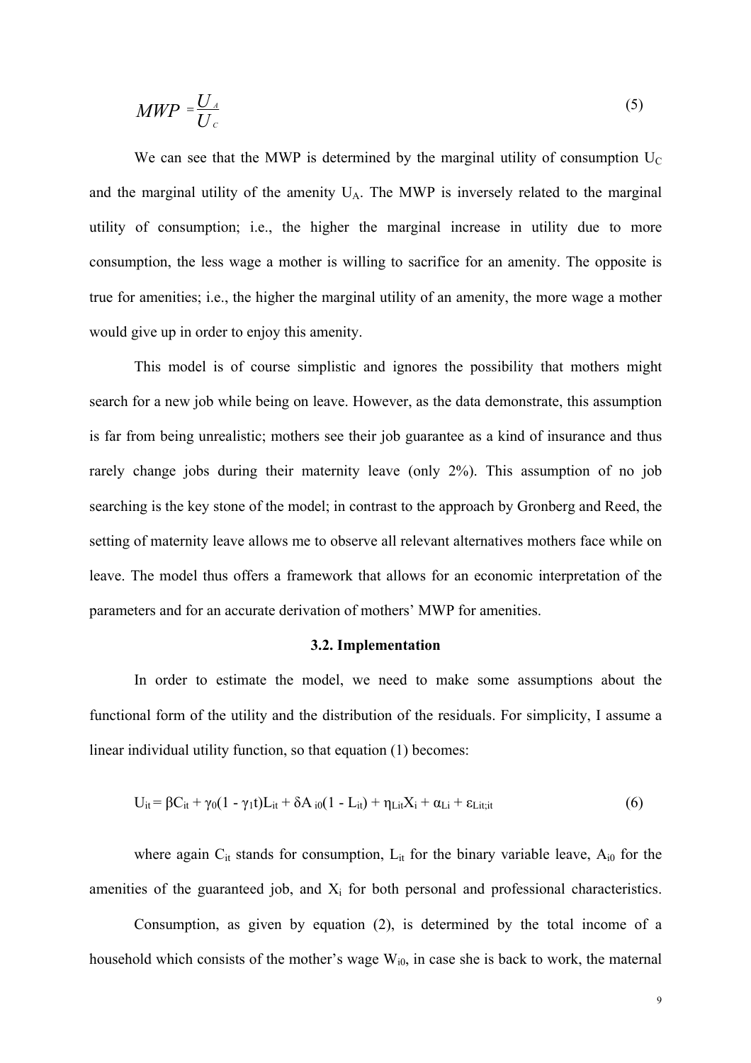$$MWP = \frac{U_A}{U_C} \tag{5}$$

We can see that the MWP is determined by the marginal utility of consumption $U_C$ and the marginal utility of the amenity $U_A$. The MWP is inversely related to the marginal utility of consumption; i.e., the higher the marginal increase in utility due to more consumption, the less wage a mother is willing to sacrifice for an amenity. The opposite is true for amenities; i.e., the higher the marginal utility of an amenity, the more wage a mother would give up in order to enjoy this amenity.

This model is of course simplistic and ignores the possibility that mothers might search for a new job while being on leave. However, as the data demonstrate, this assumption is far from being unrealistic; mothers see their job guarantee as a kind of insurance and thus rarely change jobs during their maternity leave (only 2%). This assumption of no job searching is the key stone of the model; in contrast to the approach by Gronberg and Reed, the setting of maternity leave allows me to observe all relevant alternatives mothers face while on leave. The model thus offers a framework that allows for an economic interpretation of the parameters and for an accurate derivation of mothers' MWP for amenities.

### 3.2. Implementation

In order to estimate the model, we need to make some assumptions about the functional form of the utility and the distribution of the residuals. For simplicity, I assume a linear individual utility function, so that equation (1) becomes:

$$U_{it} = \beta C_{it} + \gamma_0(1 - \gamma_1 t)L_{it} + \delta A_{i0}(1 - L_{it}) + \eta_{Lit}X_i + \alpha_{Li} + \varepsilon_{Lit;it} \tag{6}$$

where again $C_{it}$ stands for consumption, $L_{it}$ for the binary variable leave, $A_{i0}$ for the amenities of the guaranteed job, and $X_i$ for both personal and professional characteristics.

Consumption, as given by equation (2), is determined by the total income of a household which consists of the mother's wage $W_{i0}$, in case she is back to work, the maternal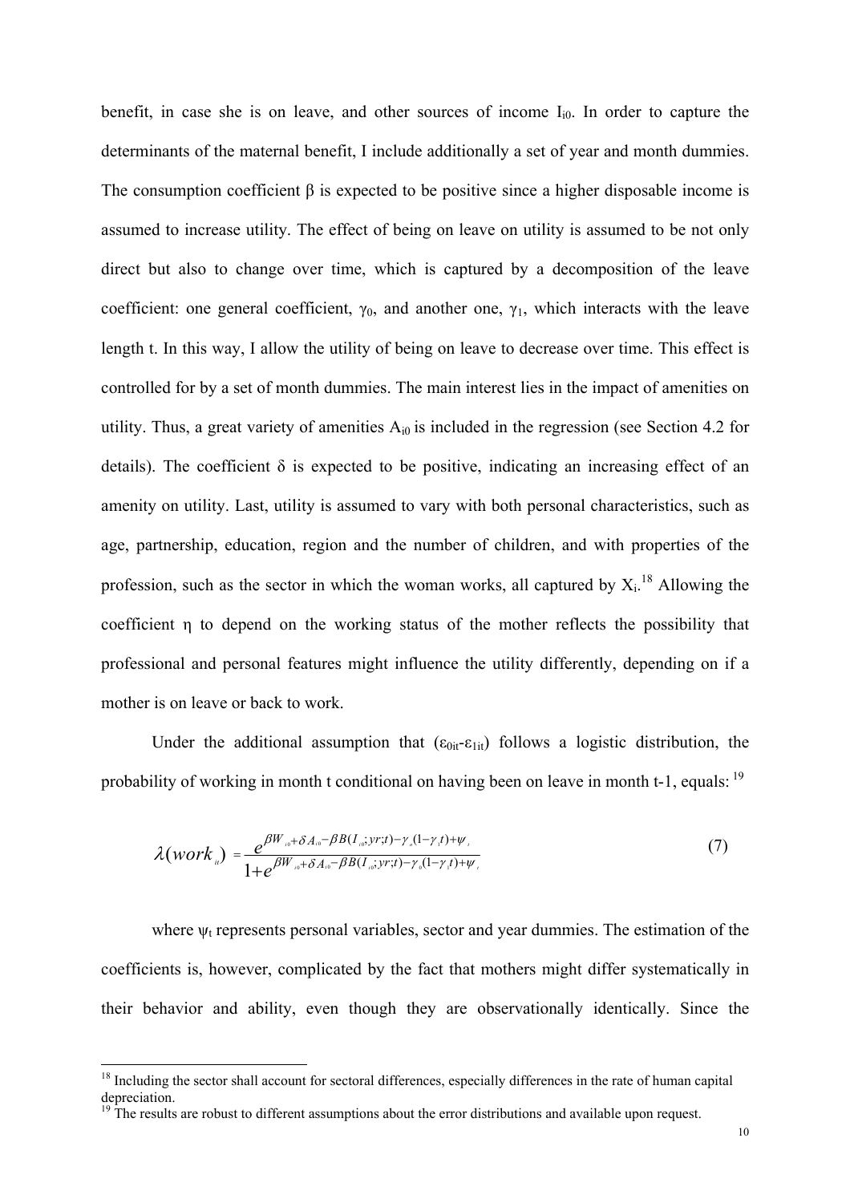benefit, in case she is on leave, and other sources of income $I_{i0}$. In order to capture the determinants of the maternal benefit, I include additionally a set of year and month dummies. The consumption coefficient $\beta$ is expected to be positive since a higher disposable income is assumed to increase utility. The effect of being on leave on utility is assumed to be not only direct but also to change over time, which is captured by a decomposition of the leave coefficient: one general coefficient, $\gamma_0$, and another one, $\gamma_1$, which interacts with the leave length t. In this way, I allow the utility of being on leave to decrease over time. This effect is controlled for by a set of month dummies. The main interest lies in the impact of amenities on utility. Thus, a great variety of amenities $A_{i0}$ is included in the regression (see Section 4.2 for details). The coefficient $\delta$ is expected to be positive, indicating an increasing effect of an amenity on utility. Last, utility is assumed to vary with both personal characteristics, such as age, partnership, education, region and the number of children, and with properties of the profession, such as the sector in which the woman works, all captured by $X_i$.[18] Allowing the coefficient $\eta$ to depend on the working status of the mother reflects the possibility that professional and personal features might influence the utility differently, depending on if a mother is on leave or back to work.

Under the additional assumption that $(\varepsilon_{0it}-\varepsilon_{1it})$ follows a logistic distribution, the probability of working in month t conditional on having been on leave in month t-1, equals: [19]

$$\lambda(work_{it}) = \frac{e^{\beta W_{i0} + \delta A_{i0} - \beta B(I_{i0};yr;t) - \gamma_0(1-\gamma_1 t) + \psi_t}}{1 + e^{\beta W_{i0} + \delta A_{i0} - \beta B(I_{i0};yr;t) - \gamma_0(1-\gamma_1 t) + \psi_t}} \tag{7}$$

where $\psi_t$ represents personal variables, sector and year dummies. The estimation of the coefficients is, however, complicated by the fact that mothers might differ systematically in their behavior and ability, even though they are observationally identically. Since the

[18] Including the sector shall account for sectoral differences, especially differences in the rate of human capital depreciation.

[19] The results are robust to different assumptions about the error distributions and available upon request.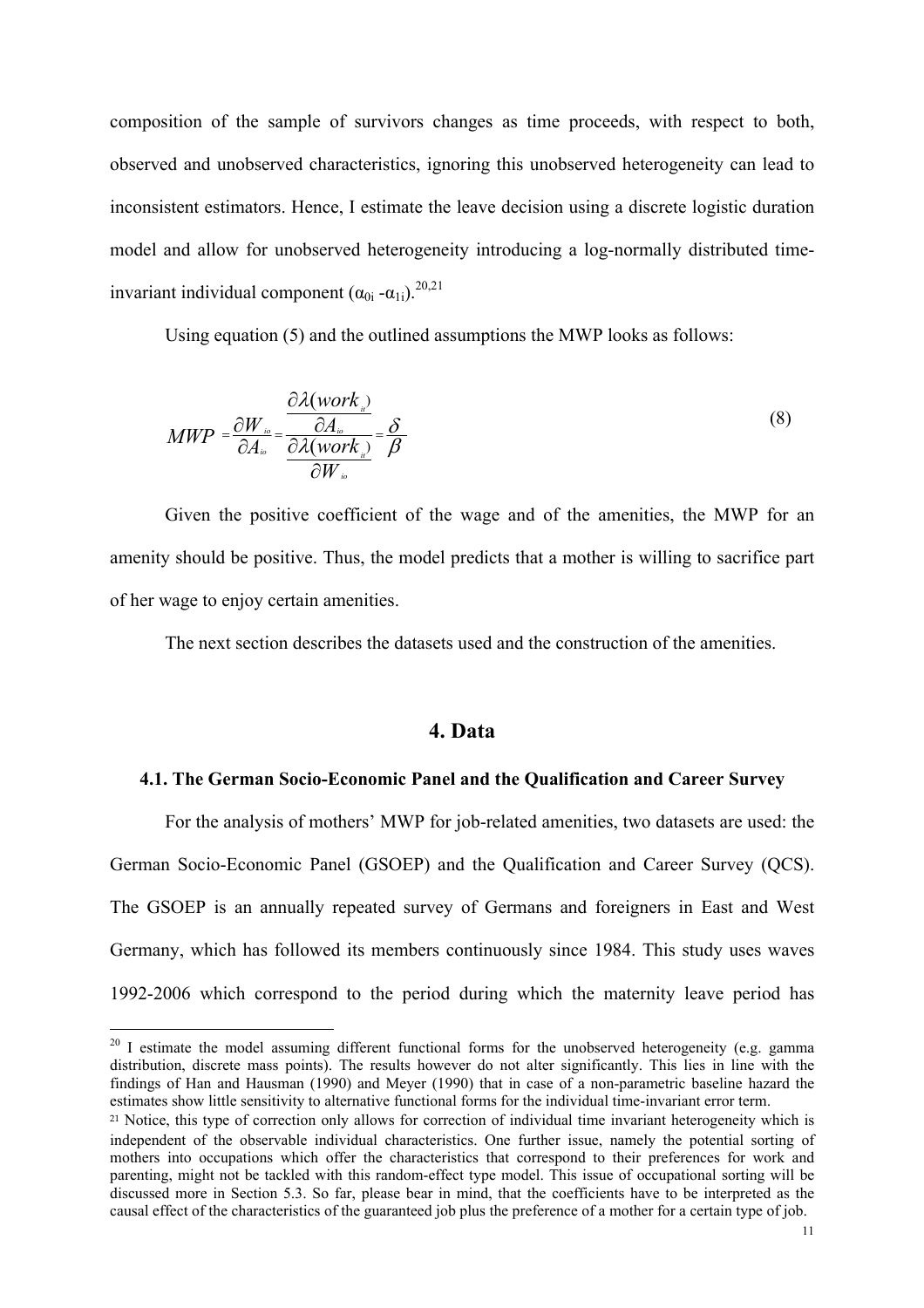composition of the sample of survivors changes as time proceeds, with respect to both, observed and unobserved characteristics, ignoring this unobserved heterogeneity can lead to inconsistent estimators. Hence, I estimate the leave decision using a discrete logistic duration model and allow for unobserved heterogeneity introducing a log-normally distributed time-invariant individual component ($\alpha_{0i}$ -$\alpha_{1i}$).[20,21]

Using equation (5) and the outlined assumptions the MWP looks as follows:

$$MWP = \frac{\partial W_{io}}{\partial A_{io}} = \frac{\dfrac{\partial \lambda(work_{it})}{\partial A_{io}}}{\dfrac{\partial \lambda(work_{it})}{\partial W_{io}}} = \frac{\delta}{\beta} \tag{8}$$

Given the positive coefficient of the wage and of the amenities, the MWP for an amenity should be positive. Thus, the model predicts that a mother is willing to sacrifice part of her wage to enjoy certain amenities.

The next section describes the datasets used and the construction of the amenities.

## 4. Data

### 4.1. The German Socio-Economic Panel and the Qualification and Career Survey

For the analysis of mothers' MWP for job-related amenities, two datasets are used: the German Socio-Economic Panel (GSOEP) and the Qualification and Career Survey (QCS). The GSOEP is an annually repeated survey of Germans and foreigners in East and West Germany, which has followed its members continuously since 1984. This study uses waves 1992-2006 which correspond to the period during which the maternity leave period has

---

[20] I estimate the model assuming different functional forms for the unobserved heterogeneity (e.g. gamma distribution, discrete mass points). The results however do not alter significantly. This lies in line with the findings of Han and Hausman (1990) and Meyer (1990) that in case of a non-parametric baseline hazard the estimates show little sensitivity to alternative functional forms for the individual time-invariant error term.

[21] Notice, this type of correction only allows for correction of individual time invariant heterogeneity which is independent of the observable individual characteristics. One further issue, namely the potential sorting of mothers into occupations which offer the characteristics that correspond to their preferences for work and parenting, might not be tackled with this random-effect type model. This issue of occupational sorting will be discussed more in Section 5.3. So far, please bear in mind, that the coefficients have to be interpreted as the causal effect of the characteristics of the guaranteed job plus the preference of a mother for a certain type of job.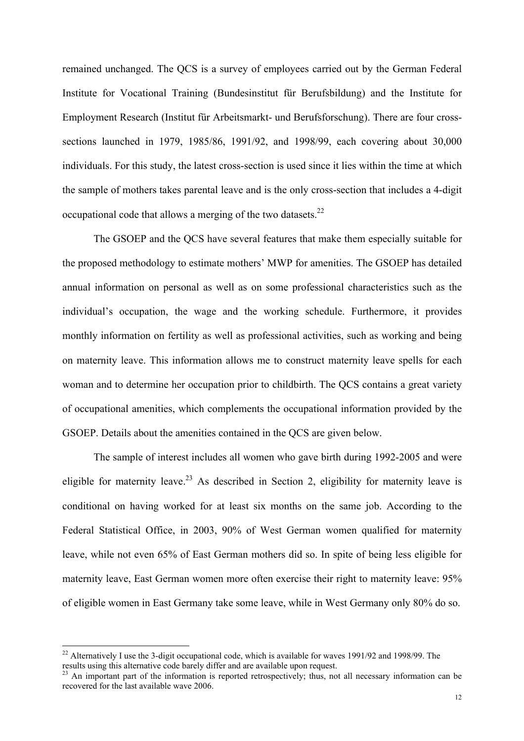remained unchanged. The QCS is a survey of employees carried out by the German Federal Institute for Vocational Training (Bundesinstitut für Berufsbildung) and the Institute for Employment Research (Institut für Arbeitsmarkt- und Berufsforschung). There are four cross-sections launched in 1979, 1985/86, 1991/92, and 1998/99, each covering about 30,000 individuals. For this study, the latest cross-section is used since it lies within the time at which the sample of mothers takes parental leave and is the only cross-section that includes a 4-digit occupational code that allows a merging of the two datasets.[22]

The GSOEP and the QCS have several features that make them especially suitable for the proposed methodology to estimate mothers' MWP for amenities. The GSOEP has detailed annual information on personal as well as on some professional characteristics such as the individual's occupation, the wage and the working schedule. Furthermore, it provides monthly information on fertility as well as professional activities, such as working and being on maternity leave. This information allows me to construct maternity leave spells for each woman and to determine her occupation prior to childbirth. The QCS contains a great variety of occupational amenities, which complements the occupational information provided by the GSOEP. Details about the amenities contained in the QCS are given below.

The sample of interest includes all women who gave birth during 1992-2005 and were eligible for maternity leave.[23] As described in Section 2, eligibility for maternity leave is conditional on having worked for at least six months on the same job. According to the Federal Statistical Office, in 2003, 90% of West German women qualified for maternity leave, while not even 65% of East German mothers did so. In spite of being less eligible for maternity leave, East German women more often exercise their right to maternity leave: 95% of eligible women in East Germany take some leave, while in West Germany only 80% do so.

---

[22] Alternatively I use the 3-digit occupational code, which is available for waves 1991/92 and 1998/99. The results using this alternative code barely differ and are available upon request.

[23] An important part of the information is reported retrospectively; thus, not all necessary information can be recovered for the last available wave 2006.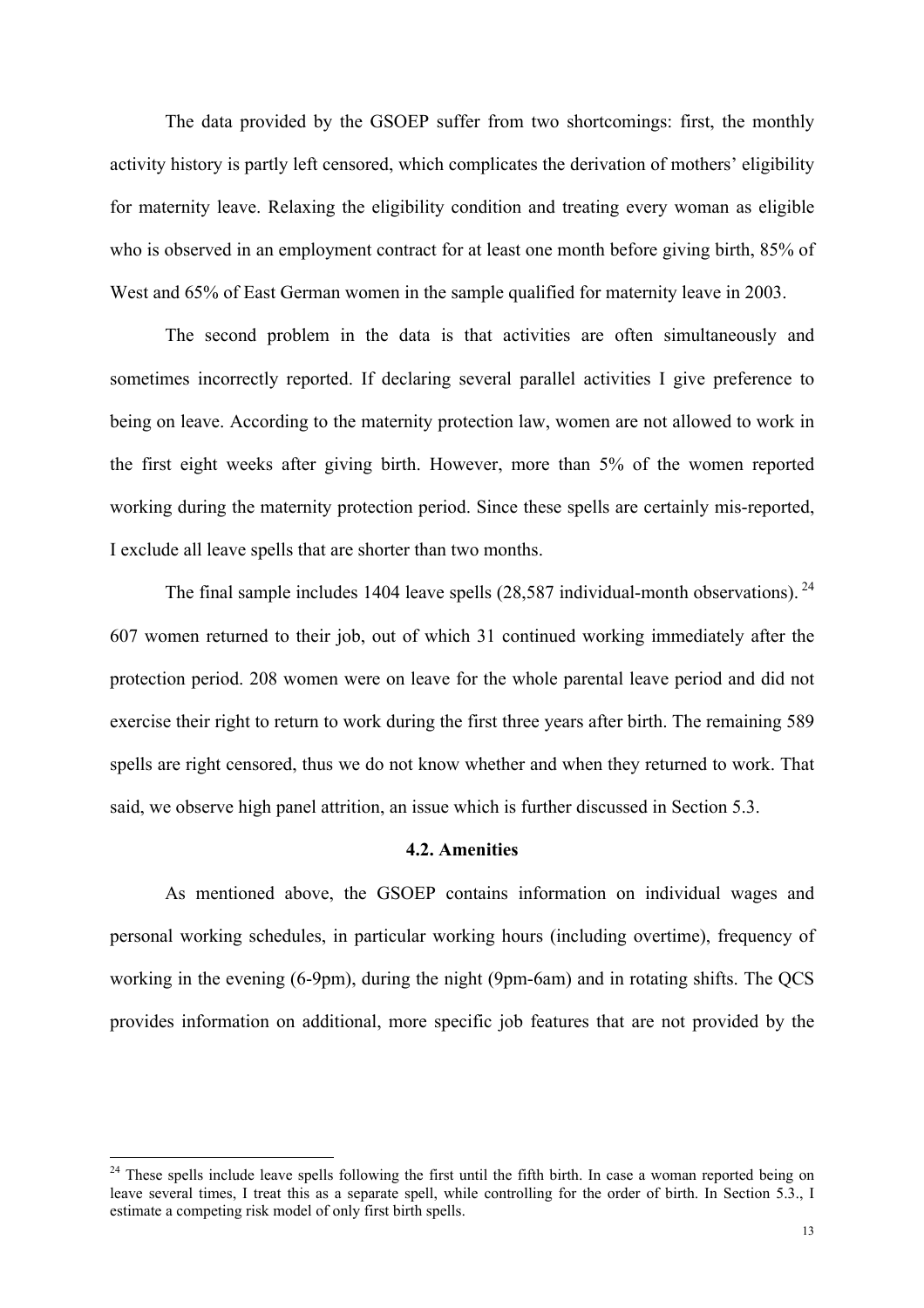The data provided by the GSOEP suffer from two shortcomings: first, the monthly activity history is partly left censored, which complicates the derivation of mothers' eligibility for maternity leave. Relaxing the eligibility condition and treating every woman as eligible who is observed in an employment contract for at least one month before giving birth, 85% of West and 65% of East German women in the sample qualified for maternity leave in 2003.

The second problem in the data is that activities are often simultaneously and sometimes incorrectly reported. If declaring several parallel activities I give preference to being on leave. According to the maternity protection law, women are not allowed to work in the first eight weeks after giving birth. However, more than 5% of the women reported working during the maternity protection period. Since these spells are certainly mis-reported, I exclude all leave spells that are shorter than two months.

The final sample includes 1404 leave spells (28,587 individual-month observations).[24] 607 women returned to their job, out of which 31 continued working immediately after the protection period. 208 women were on leave for the whole parental leave period and did not exercise their right to return to work during the first three years after birth. The remaining 589 spells are right censored, thus we do not know whether and when they returned to work. That said, we observe high panel attrition, an issue which is further discussed in Section 5.3.

### 4.2. Amenities

As mentioned above, the GSOEP contains information on individual wages and personal working schedules, in particular working hours (including overtime), frequency of working in the evening (6-9pm), during the night (9pm-6am) and in rotating shifts. The QCS provides information on additional, more specific job features that are not provided by the

---

[24] These spells include leave spells following the first until the fifth birth. In case a woman reported being on leave several times, I treat this as a separate spell, while controlling for the order of birth. In Section 5.3., I estimate a competing risk model of only first birth spells.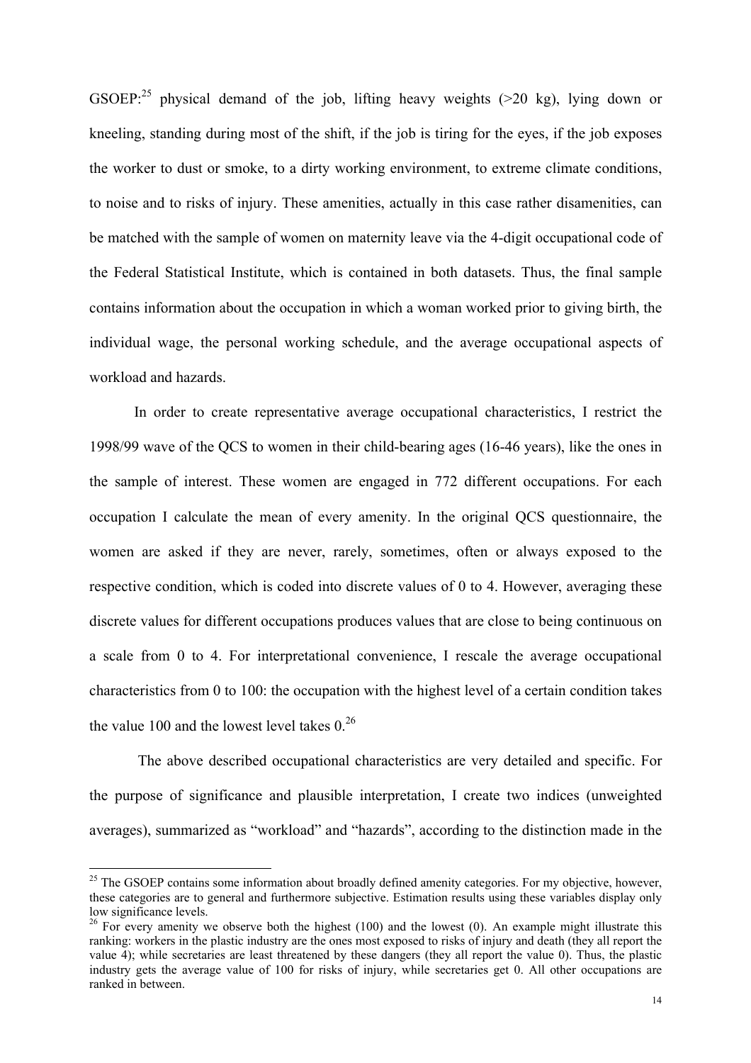GSOEP:[25] physical demand of the job, lifting heavy weights (>20 kg), lying down or kneeling, standing during most of the shift, if the job is tiring for the eyes, if the job exposes the worker to dust or smoke, to a dirty working environment, to extreme climate conditions, to noise and to risks of injury. These amenities, actually in this case rather disamenities, can be matched with the sample of women on maternity leave via the 4-digit occupational code of the Federal Statistical Institute, which is contained in both datasets. Thus, the final sample contains information about the occupation in which a woman worked prior to giving birth, the individual wage, the personal working schedule, and the average occupational aspects of workload and hazards.

In order to create representative average occupational characteristics, I restrict the 1998/99 wave of the QCS to women in their child-bearing ages (16-46 years), like the ones in the sample of interest. These women are engaged in 772 different occupations. For each occupation I calculate the mean of every amenity. In the original QCS questionnaire, the women are asked if they are never, rarely, sometimes, often or always exposed to the respective condition, which is coded into discrete values of 0 to 4. However, averaging these discrete values for different occupations produces values that are close to being continuous on a scale from 0 to 4. For interpretational convenience, I rescale the average occupational characteristics from 0 to 100: the occupation with the highest level of a certain condition takes the value 100 and the lowest level takes 0.[26]

The above described occupational characteristics are very detailed and specific. For the purpose of significance and plausible interpretation, I create two indices (unweighted averages), summarized as "workload" and "hazards", according to the distinction made in the

---

[25] The GSOEP contains some information about broadly defined amenity categories. For my objective, however, these categories are to general and furthermore subjective. Estimation results using these variables display only low significance levels.

[26] For every amenity we observe both the highest (100) and the lowest (0). An example might illustrate this ranking: workers in the plastic industry are the ones most exposed to risks of injury and death (they all report the value 4); while secretaries are least threatened by these dangers (they all report the value 0). Thus, the plastic industry gets the average value of 100 for risks of injury, while secretaries get 0. All other occupations are ranked in between.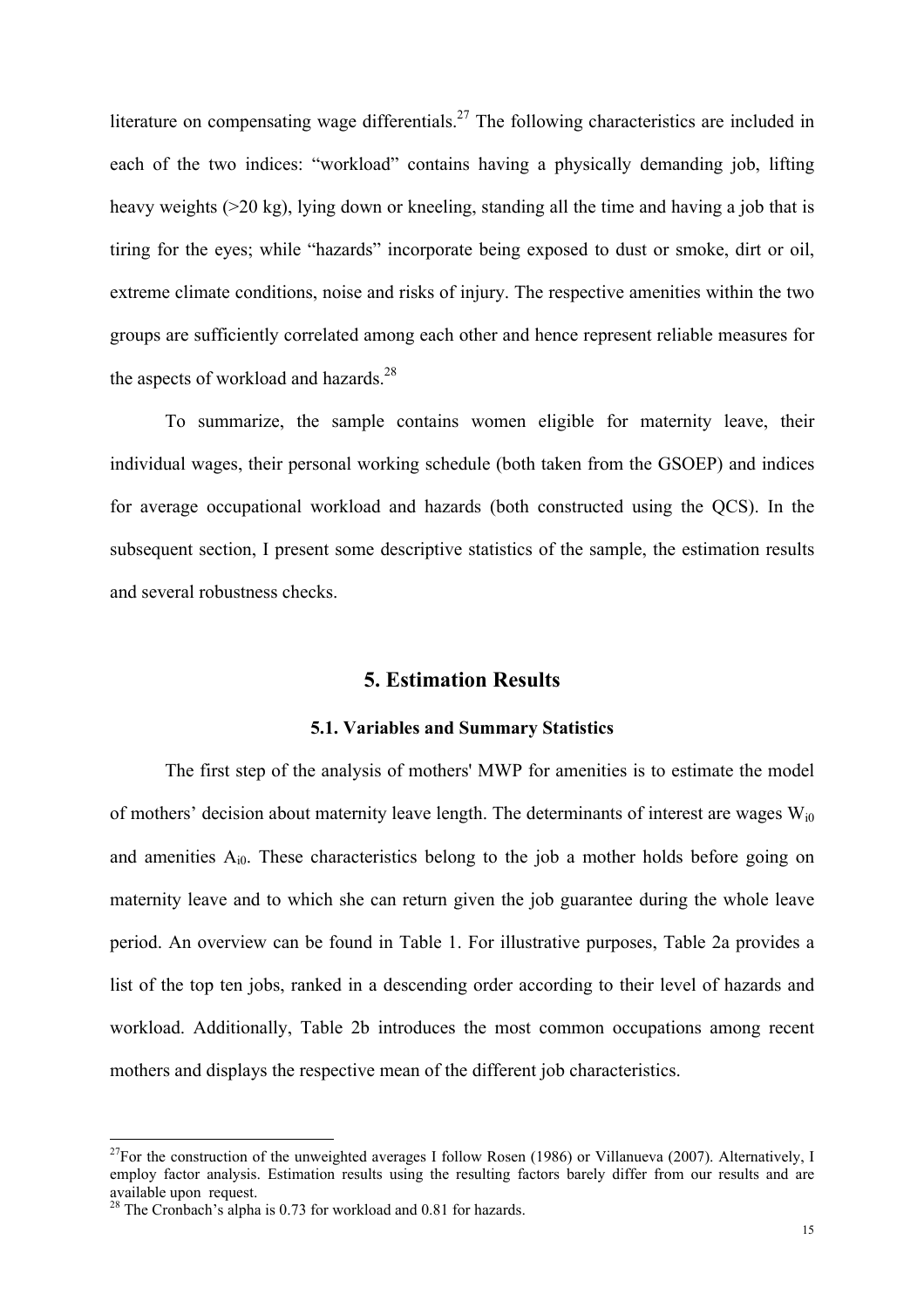literature on compensating wage differentials.[27] The following characteristics are included in each of the two indices: "workload" contains having a physically demanding job, lifting heavy weights (>20 kg), lying down or kneeling, standing all the time and having a job that is tiring for the eyes; while "hazards" incorporate being exposed to dust or smoke, dirt or oil, extreme climate conditions, noise and risks of injury. The respective amenities within the two groups are sufficiently correlated among each other and hence represent reliable measures for the aspects of workload and hazards.[28]

To summarize, the sample contains women eligible for maternity leave, their individual wages, their personal working schedule (both taken from the GSOEP) and indices for average occupational workload and hazards (both constructed using the QCS). In the subsequent section, I present some descriptive statistics of the sample, the estimation results and several robustness checks.

## 5. Estimation Results

### 5.1. Variables and Summary Statistics

The first step of the analysis of mothers' MWP for amenities is to estimate the model of mothers' decision about maternity leave length. The determinants of interest are wages $W_{i0}$ and amenities $A_{i0}$. These characteristics belong to the job a mother holds before going on maternity leave and to which she can return given the job guarantee during the whole leave period. An overview can be found in Table 1. For illustrative purposes, Table 2a provides a list of the top ten jobs, ranked in a descending order according to their level of hazards and workload. Additionally, Table 2b introduces the most common occupations among recent mothers and displays the respective mean of the different job characteristics.

---

[27] For the construction of the unweighted averages I follow Rosen (1986) or Villanueva (2007). Alternatively, I employ factor analysis. Estimation results using the resulting factors barely differ from our results and are available upon request.

[28] The Cronbach's alpha is 0.73 for workload and 0.81 for hazards.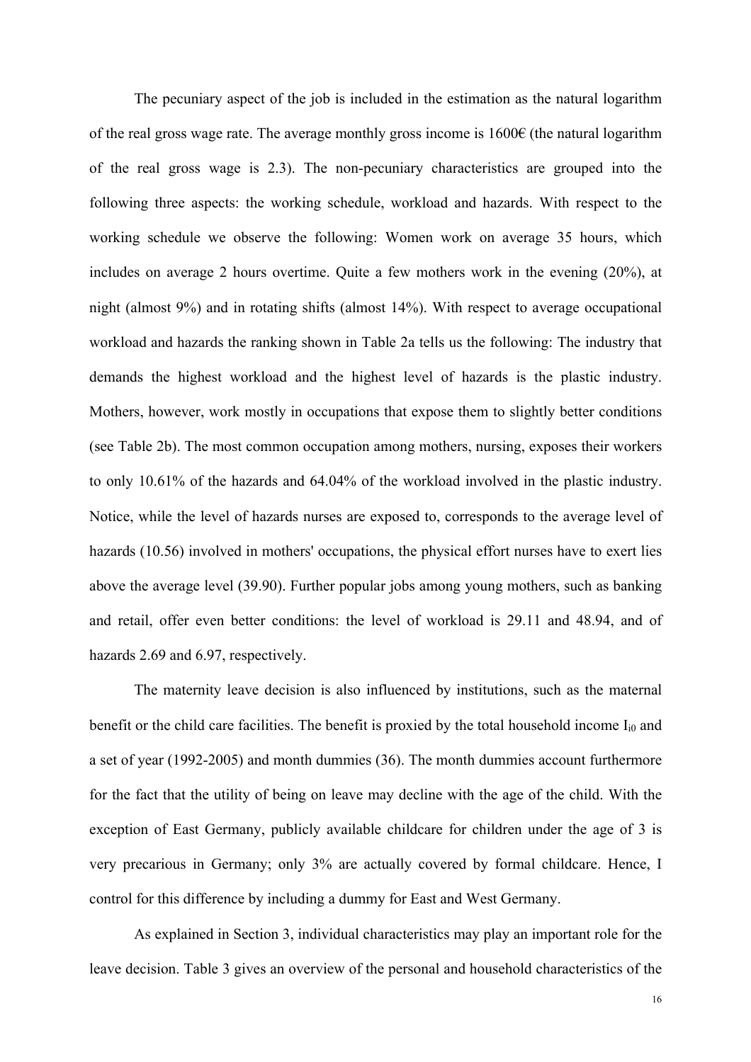The pecuniary aspect of the job is included in the estimation as the natural logarithm of the real gross wage rate. The average monthly gross income is 1600€ (the natural logarithm of the real gross wage is 2.3). The non-pecuniary characteristics are grouped into the following three aspects: the working schedule, workload and hazards. With respect to the working schedule we observe the following: Women work on average 35 hours, which includes on average 2 hours overtime. Quite a few mothers work in the evening (20%), at night (almost 9%) and in rotating shifts (almost 14%). With respect to average occupational workload and hazards the ranking shown in Table 2a tells us the following: The industry that demands the highest workload and the highest level of hazards is the plastic industry. Mothers, however, work mostly in occupations that expose them to slightly better conditions (see Table 2b). The most common occupation among mothers, nursing, exposes their workers to only 10.61% of the hazards and 64.04% of the workload involved in the plastic industry. Notice, while the level of hazards nurses are exposed to, corresponds to the average level of hazards (10.56) involved in mothers' occupations, the physical effort nurses have to exert lies above the average level (39.90). Further popular jobs among young mothers, such as banking and retail, offer even better conditions: the level of workload is 29.11 and 48.94, and of hazards 2.69 and 6.97, respectively.

The maternity leave decision is also influenced by institutions, such as the maternal benefit or the child care facilities. The benefit is proxied by the total household income $I_{i0}$ and a set of year (1992-2005) and month dummies (36). The month dummies account furthermore for the fact that the utility of being on leave may decline with the age of the child. With the exception of East Germany, publicly available childcare for children under the age of 3 is very precarious in Germany; only 3% are actually covered by formal childcare. Hence, I control for this difference by including a dummy for East and West Germany.

As explained in Section 3, individual characteristics may play an important role for the leave decision. Table 3 gives an overview of the personal and household characteristics of the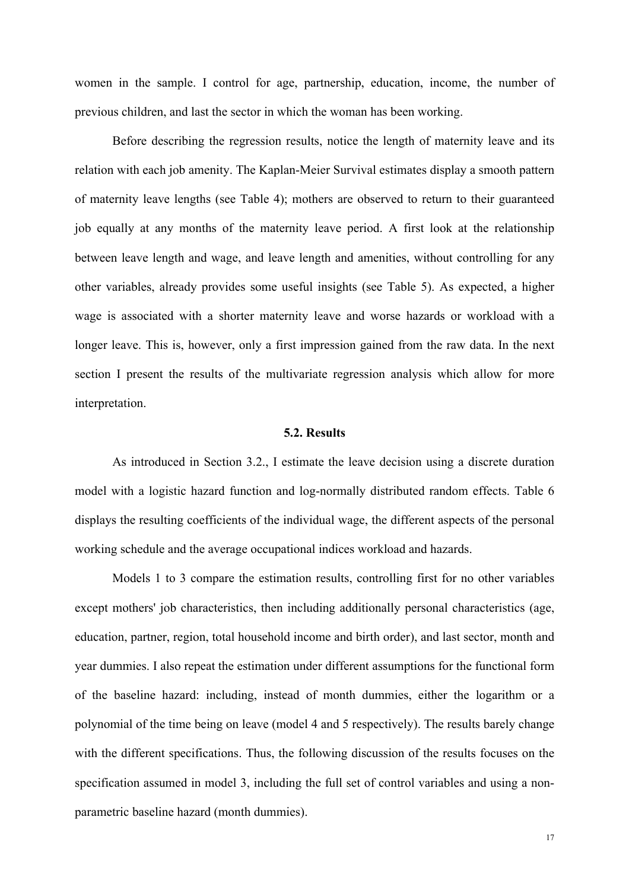women in the sample. I control for age, partnership, education, income, the number of previous children, and last the sector in which the woman has been working.

Before describing the regression results, notice the length of maternity leave and its relation with each job amenity. The Kaplan-Meier Survival estimates display a smooth pattern of maternity leave lengths (see Table 4); mothers are observed to return to their guaranteed job equally at any months of the maternity leave period. A first look at the relationship between leave length and wage, and leave length and amenities, without controlling for any other variables, already provides some useful insights (see Table 5). As expected, a higher wage is associated with a shorter maternity leave and worse hazards or workload with a longer leave. This is, however, only a first impression gained from the raw data. In the next section I present the results of the multivariate regression analysis which allow for more interpretation.

### 5.2. Results

As introduced in Section 3.2., I estimate the leave decision using a discrete duration model with a logistic hazard function and log-normally distributed random effects. Table 6 displays the resulting coefficients of the individual wage, the different aspects of the personal working schedule and the average occupational indices workload and hazards.

Models 1 to 3 compare the estimation results, controlling first for no other variables except mothers' job characteristics, then including additionally personal characteristics (age, education, partner, region, total household income and birth order), and last sector, month and year dummies. I also repeat the estimation under different assumptions for the functional form of the baseline hazard: including, instead of month dummies, either the logarithm or a polynomial of the time being on leave (model 4 and 5 respectively). The results barely change with the different specifications. Thus, the following discussion of the results focuses on the specification assumed in model 3, including the full set of control variables and using a non-parametric baseline hazard (month dummies).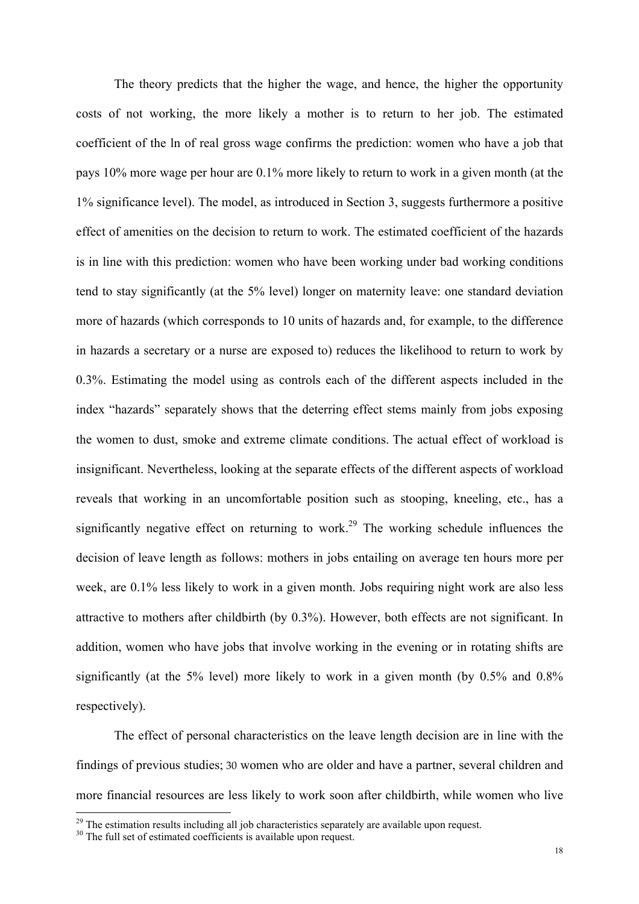The theory predicts that the higher the wage, and hence, the higher the opportunity costs of not working, the more likely a mother is to return to her job. The estimated coefficient of the ln of real gross wage confirms the prediction: women who have a job that pays 10% more wage per hour are 0.1% more likely to return to work in a given month (at the 1% significance level). The model, as introduced in Section 3, suggests furthermore a positive effect of amenities on the decision to return to work. The estimated coefficient of the hazards is in line with this prediction: women who have been working under bad working conditions tend to stay significantly (at the 5% level) longer on maternity leave: one standard deviation more of hazards (which corresponds to 10 units of hazards and, for example, to the difference in hazards a secretary or a nurse are exposed to) reduces the likelihood to return to work by 0.3%. Estimating the model using as controls each of the different aspects included in the index "hazards" separately shows that the deterring effect stems mainly from jobs exposing the women to dust, smoke and extreme climate conditions. The actual effect of workload is insignificant. Nevertheless, looking at the separate effects of the different aspects of workload reveals that working in an uncomfortable position such as stooping, kneeling, etc., has a significantly negative effect on returning to work.[29] The working schedule influences the decision of leave length as follows: mothers in jobs entailing on average ten hours more per week, are 0.1% less likely to work in a given month. Jobs requiring night work are also less attractive to mothers after childbirth (by 0.3%). However, both effects are not significant. In addition, women who have jobs that involve working in the evening or in rotating shifts are significantly (at the 5% level) more likely to work in a given month (by 0.5% and 0.8% respectively).

The effect of personal characteristics on the leave length decision are in line with the findings of previous studies;[30] women who are older and have a partner, several children and more financial resources are less likely to work soon after childbirth, while women who live

[29] The estimation results including all job characteristics separately are available upon request.

[30] The full set of estimated coefficients is available upon request.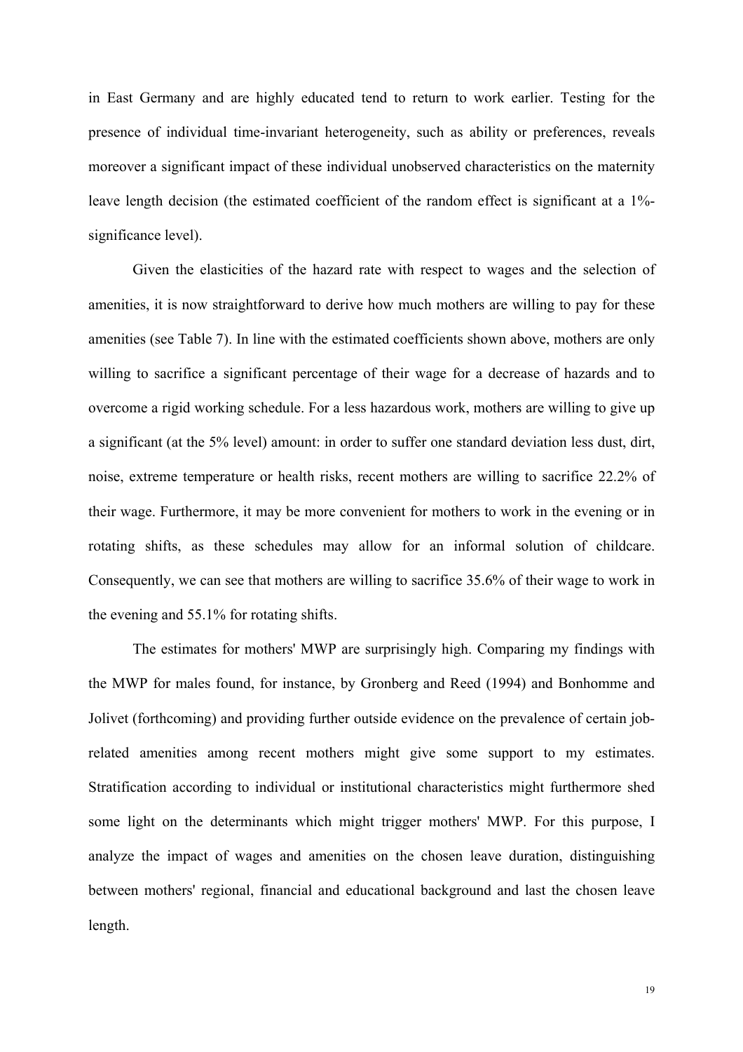in East Germany and are highly educated tend to return to work earlier. Testing for the presence of individual time-invariant heterogeneity, such as ability or preferences, reveals moreover a significant impact of these individual unobserved characteristics on the maternity leave length decision (the estimated coefficient of the random effect is significant at a 1%-significance level).

Given the elasticities of the hazard rate with respect to wages and the selection of amenities, it is now straightforward to derive how much mothers are willing to pay for these amenities (see Table 7). In line with the estimated coefficients shown above, mothers are only willing to sacrifice a significant percentage of their wage for a decrease of hazards and to overcome a rigid working schedule. For a less hazardous work, mothers are willing to give up a significant (at the 5% level) amount: in order to suffer one standard deviation less dust, dirt, noise, extreme temperature or health risks, recent mothers are willing to sacrifice 22.2% of their wage. Furthermore, it may be more convenient for mothers to work in the evening or in rotating shifts, as these schedules may allow for an informal solution of childcare. Consequently, we can see that mothers are willing to sacrifice 35.6% of their wage to work in the evening and 55.1% for rotating shifts.

The estimates for mothers' MWP are surprisingly high. Comparing my findings with the MWP for males found, for instance, by Gronberg and Reed (1994) and Bonhomme and Jolivet (forthcoming) and providing further outside evidence on the prevalence of certain job-related amenities among recent mothers might give some support to my estimates. Stratification according to individual or institutional characteristics might furthermore shed some light on the determinants which might trigger mothers' MWP. For this purpose, I analyze the impact of wages and amenities on the chosen leave duration, distinguishing between mothers' regional, financial and educational background and last the chosen leave length.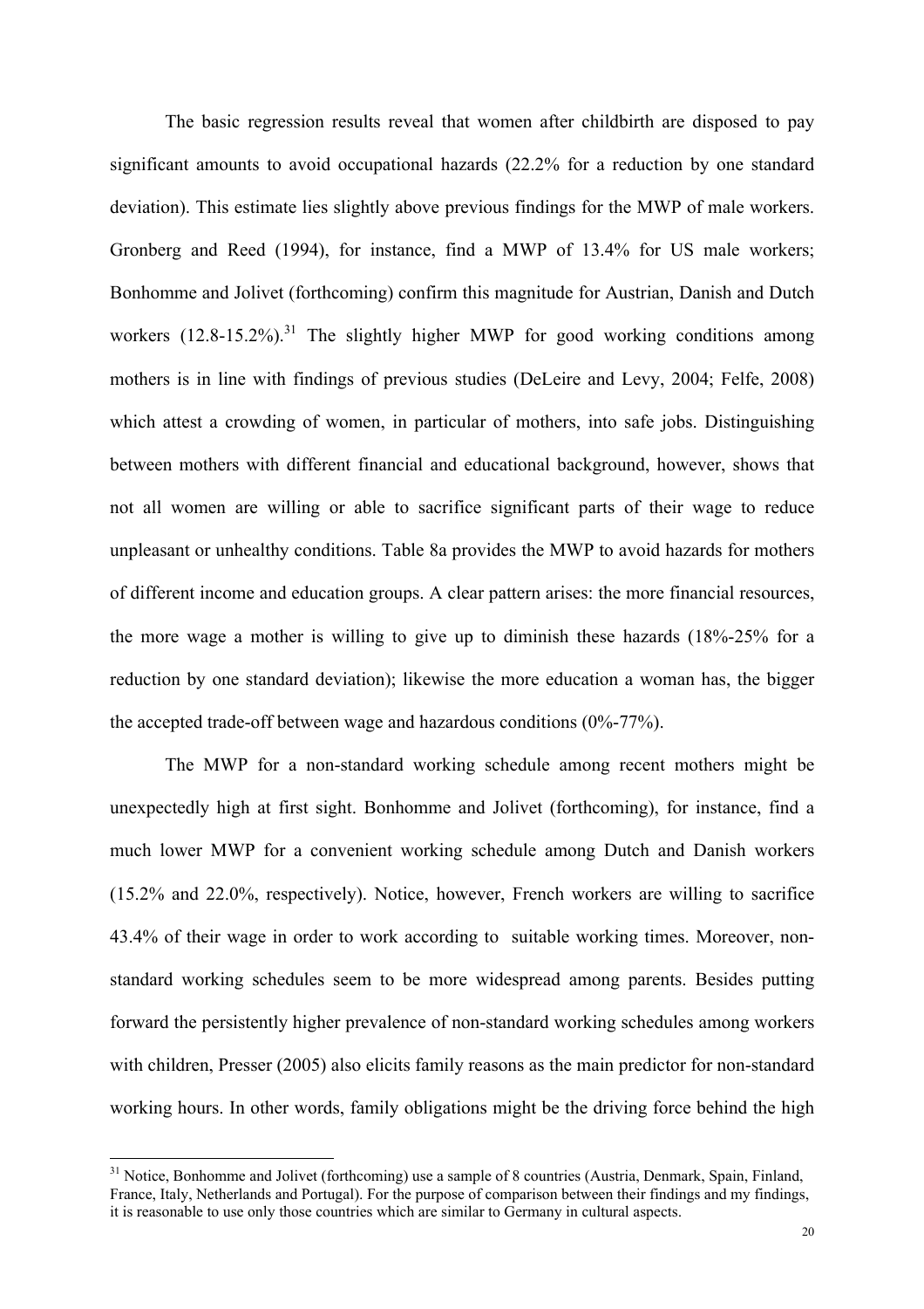The basic regression results reveal that women after childbirth are disposed to pay significant amounts to avoid occupational hazards (22.2% for a reduction by one standard deviation). This estimate lies slightly above previous findings for the MWP of male workers. Gronberg and Reed (1994), for instance, find a MWP of 13.4% for US male workers; Bonhomme and Jolivet (forthcoming) confirm this magnitude for Austrian, Danish and Dutch workers (12.8-15.2%).[31] The slightly higher MWP for good working conditions among mothers is in line with findings of previous studies (DeLeire and Levy, 2004; Felfe, 2008) which attest a crowding of women, in particular of mothers, into safe jobs. Distinguishing between mothers with different financial and educational background, however, shows that not all women are willing or able to sacrifice significant parts of their wage to reduce unpleasant or unhealthy conditions. Table 8a provides the MWP to avoid hazards for mothers of different income and education groups. A clear pattern arises: the more financial resources, the more wage a mother is willing to give up to diminish these hazards (18%-25% for a reduction by one standard deviation); likewise the more education a woman has, the bigger the accepted trade-off between wage and hazardous conditions (0%-77%).

The MWP for a non-standard working schedule among recent mothers might be unexpectedly high at first sight. Bonhomme and Jolivet (forthcoming), for instance, find a much lower MWP for a convenient working schedule among Dutch and Danish workers (15.2% and 22.0%, respectively). Notice, however, French workers are willing to sacrifice 43.4% of their wage in order to work according to suitable working times. Moreover, non-standard working schedules seem to be more widespread among parents. Besides putting forward the persistently higher prevalence of non-standard working schedules among workers with children, Presser (2005) also elicits family reasons as the main predictor for non-standard working hours. In other words, family obligations might be the driving force behind the high

[31] Notice, Bonhomme and Jolivet (forthcoming) use a sample of 8 countries (Austria, Denmark, Spain, Finland, France, Italy, Netherlands and Portugal). For the purpose of comparison between their findings and my findings, it is reasonable to use only those countries which are similar to Germany in cultural aspects.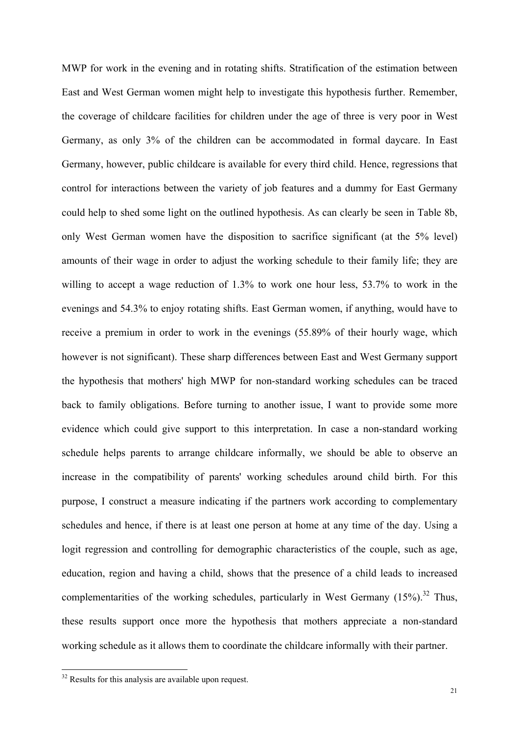MWP for work in the evening and in rotating shifts. Stratification of the estimation between East and West German women might help to investigate this hypothesis further. Remember, the coverage of childcare facilities for children under the age of three is very poor in West Germany, as only 3% of the children can be accommodated in formal daycare. In East Germany, however, public childcare is available for every third child. Hence, regressions that control for interactions between the variety of job features and a dummy for East Germany could help to shed some light on the outlined hypothesis. As can clearly be seen in Table 8b, only West German women have the disposition to sacrifice significant (at the 5% level) amounts of their wage in order to adjust the working schedule to their family life; they are willing to accept a wage reduction of 1.3% to work one hour less, 53.7% to work in the evenings and 54.3% to enjoy rotating shifts. East German women, if anything, would have to receive a premium in order to work in the evenings (55.89% of their hourly wage, which however is not significant). These sharp differences between East and West Germany support the hypothesis that mothers' high MWP for non-standard working schedules can be traced back to family obligations. Before turning to another issue, I want to provide some more evidence which could give support to this interpretation. In case a non-standard working schedule helps parents to arrange childcare informally, we should be able to observe an increase in the compatibility of parents' working schedules around child birth. For this purpose, I construct a measure indicating if the partners work according to complementary schedules and hence, if there is at least one person at home at any time of the day. Using a logit regression and controlling for demographic characteristics of the couple, such as age, education, region and having a child, shows that the presence of a child leads to increased complementarities of the working schedules, particularly in West Germany (15%).[32] Thus, these results support once more the hypothesis that mothers appreciate a non-standard working schedule as it allows them to coordinate the childcare informally with their partner.

[32] Results for this analysis are available upon request.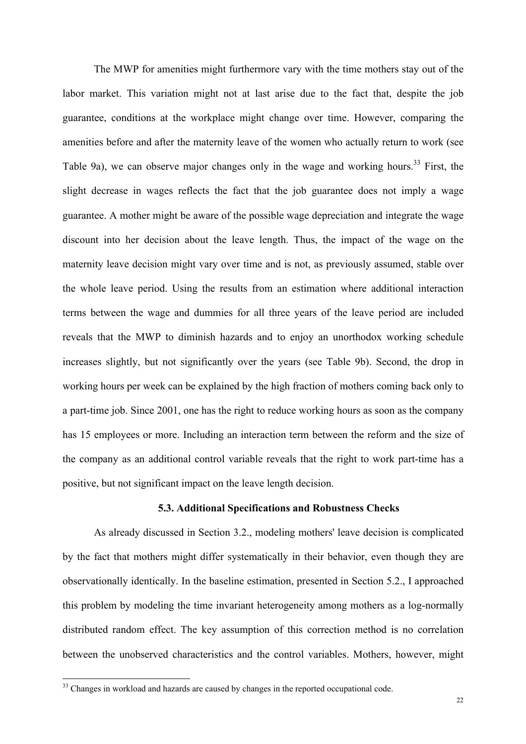The MWP for amenities might furthermore vary with the time mothers stay out of the labor market. This variation might not at last arise due to the fact that, despite the job guarantee, conditions at the workplace might change over time. However, comparing the amenities before and after the maternity leave of the women who actually return to work (see Table 9a), we can observe major changes only in the wage and working hours.[33] First, the slight decrease in wages reflects the fact that the job guarantee does not imply a wage guarantee. A mother might be aware of the possible wage depreciation and integrate the wage discount into her decision about the leave length. Thus, the impact of the wage on the maternity leave decision might vary over time and is not, as previously assumed, stable over the whole leave period. Using the results from an estimation where additional interaction terms between the wage and dummies for all three years of the leave period are included reveals that the MWP to diminish hazards and to enjoy an unorthodox working schedule increases slightly, but not significantly over the years (see Table 9b). Second, the drop in working hours per week can be explained by the high fraction of mothers coming back only to a part-time job. Since 2001, one has the right to reduce working hours as soon as the company has 15 employees or more. Including an interaction term between the reform and the size of the company as an additional control variable reveals that the right to work part-time has a positive, but not significant impact on the leave length decision.

### 5.3. Additional Specifications and Robustness Checks

As already discussed in Section 3.2., modeling mothers' leave decision is complicated by the fact that mothers might differ systematically in their behavior, even though they are observationally identically. In the baseline estimation, presented in Section 5.2., I approached this problem by modeling the time invariant heterogeneity among mothers as a log-normally distributed random effect. The key assumption of this correction method is no correlation between the unobserved characteristics and the control variables. Mothers, however, might

[33] Changes in workload and hazards are caused by changes in the reported occupational code.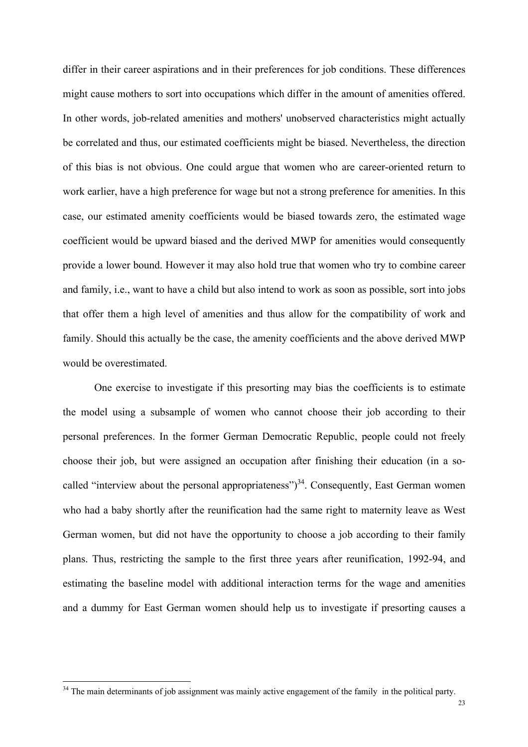differ in their career aspirations and in their preferences for job conditions. These differences might cause mothers to sort into occupations which differ in the amount of amenities offered. In other words, job-related amenities and mothers' unobserved characteristics might actually be correlated and thus, our estimated coefficients might be biased. Nevertheless, the direction of this bias is not obvious. One could argue that women who are career-oriented return to work earlier, have a high preference for wage but not a strong preference for amenities. In this case, our estimated amenity coefficients would be biased towards zero, the estimated wage coefficient would be upward biased and the derived MWP for amenities would consequently provide a lower bound. However it may also hold true that women who try to combine career and family, i.e., want to have a child but also intend to work as soon as possible, sort into jobs that offer them a high level of amenities and thus allow for the compatibility of work and family. Should this actually be the case, the amenity coefficients and the above derived MWP would be overestimated.

One exercise to investigate if this presorting may bias the coefficients is to estimate the model using a subsample of women who cannot choose their job according to their personal preferences. In the former German Democratic Republic, people could not freely choose their job, but were assigned an occupation after finishing their education (in a so-called "interview about the personal appropriateness")[34]. Consequently, East German women who had a baby shortly after the reunification had the same right to maternity leave as West German women, but did not have the opportunity to choose a job according to their family plans. Thus, restricting the sample to the first three years after reunification, 1992-94, and estimating the baseline model with additional interaction terms for the wage and amenities and a dummy for East German women should help us to investigate if presorting causes a

[34] The main determinants of job assignment was mainly active engagement of the family in the political party.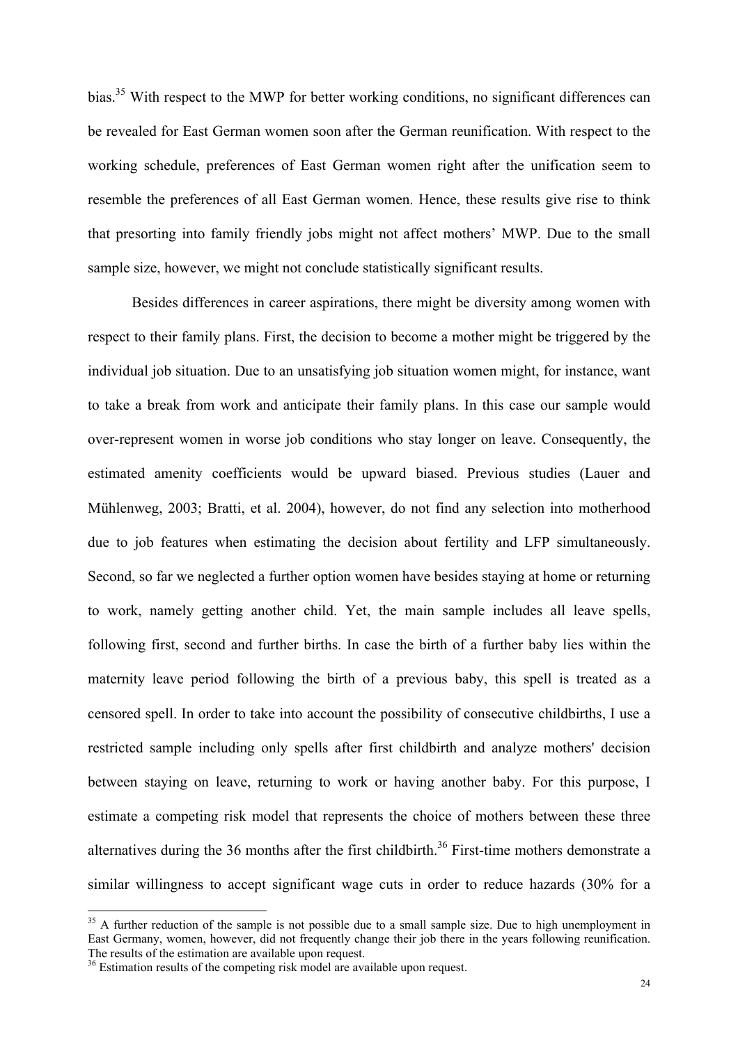bias.[35] With respect to the MWP for better working conditions, no significant differences can be revealed for East German women soon after the German reunification. With respect to the working schedule, preferences of East German women right after the unification seem to resemble the preferences of all East German women. Hence, these results give rise to think that presorting into family friendly jobs might not affect mothers' MWP. Due to the small sample size, however, we might not conclude statistically significant results.

Besides differences in career aspirations, there might be diversity among women with respect to their family plans. First, the decision to become a mother might be triggered by the individual job situation. Due to an unsatisfying job situation women might, for instance, want to take a break from work and anticipate their family plans. In this case our sample would over-represent women in worse job conditions who stay longer on leave. Consequently, the estimated amenity coefficients would be upward biased. Previous studies (Lauer and Mühlenweg, 2003; Bratti, et al. 2004), however, do not find any selection into motherhood due to job features when estimating the decision about fertility and LFP simultaneously. Second, so far we neglected a further option women have besides staying at home or returning to work, namely getting another child. Yet, the main sample includes all leave spells, following first, second and further births. In case the birth of a further baby lies within the maternity leave period following the birth of a previous baby, this spell is treated as a censored spell. In order to take into account the possibility of consecutive childbirths, I use a restricted sample including only spells after first childbirth and analyze mothers' decision between staying on leave, returning to work or having another baby. For this purpose, I estimate a competing risk model that represents the choice of mothers between these three alternatives during the 36 months after the first childbirth.[36] First-time mothers demonstrate a similar willingness to accept significant wage cuts in order to reduce hazards (30% for a

---

[35] A further reduction of the sample is not possible due to a small sample size. Due to high unemployment in East Germany, women, however, did not frequently change their job there in the years following reunification. The results of the estimation are available upon request.

[36] Estimation results of the competing risk model are available upon request.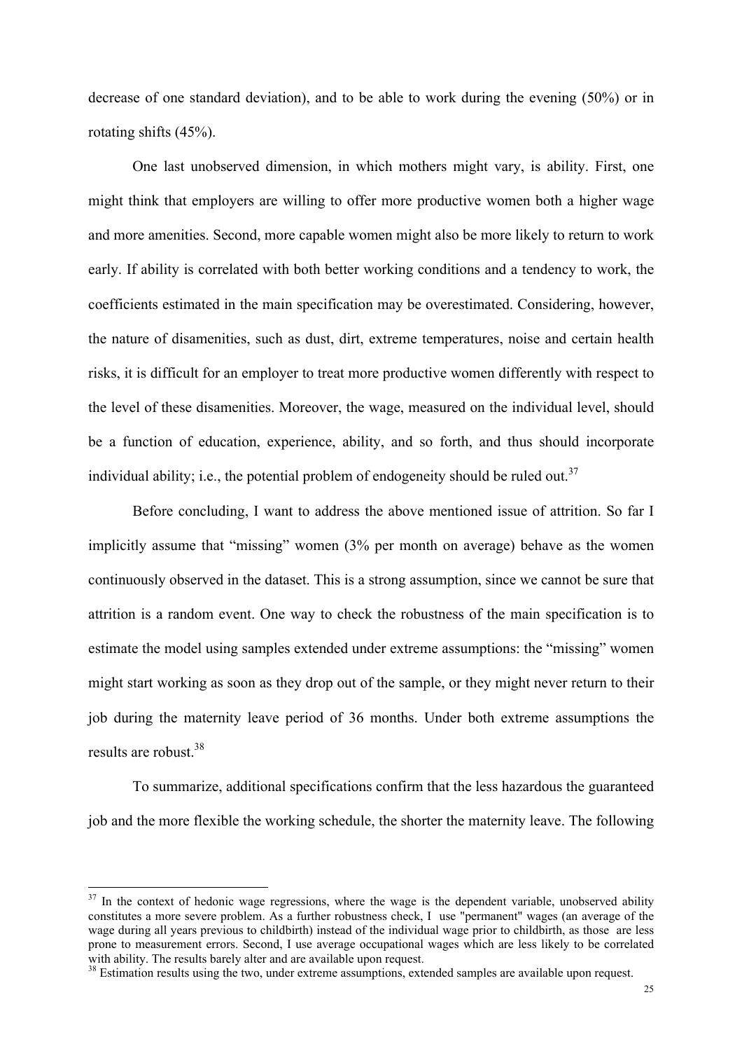decrease of one standard deviation), and to be able to work during the evening (50%) or in rotating shifts (45%).

One last unobserved dimension, in which mothers might vary, is ability. First, one might think that employers are willing to offer more productive women both a higher wage and more amenities. Second, more capable women might also be more likely to return to work early. If ability is correlated with both better working conditions and a tendency to work, the coefficients estimated in the main specification may be overestimated. Considering, however, the nature of disamenities, such as dust, dirt, extreme temperatures, noise and certain health risks, it is difficult for an employer to treat more productive women differently with respect to the level of these disamenities. Moreover, the wage, measured on the individual level, should be a function of education, experience, ability, and so forth, and thus should incorporate individual ability; i.e., the potential problem of endogeneity should be ruled out.[37]

Before concluding, I want to address the above mentioned issue of attrition. So far I implicitly assume that "missing" women (3% per month on average) behave as the women continuously observed in the dataset. This is a strong assumption, since we cannot be sure that attrition is a random event. One way to check the robustness of the main specification is to estimate the model using samples extended under extreme assumptions: the "missing" women might start working as soon as they drop out of the sample, or they might never return to their job during the maternity leave period of 36 months. Under both extreme assumptions the results are robust.[38]

To summarize, additional specifications confirm that the less hazardous the guaranteed job and the more flexible the working schedule, the shorter the maternity leave. The following

[37] In the context of hedonic wage regressions, where the wage is the dependent variable, unobserved ability constitutes a more severe problem. As a further robustness check, I use "permanent" wages (an average of the wage during all years previous to childbirth) instead of the individual wage prior to childbirth, as those are less prone to measurement errors. Second, I use average occupational wages which are less likely to be correlated with ability. The results barely alter and are available upon request.

[38] Estimation results using the two, under extreme assumptions, extended samples are available upon request.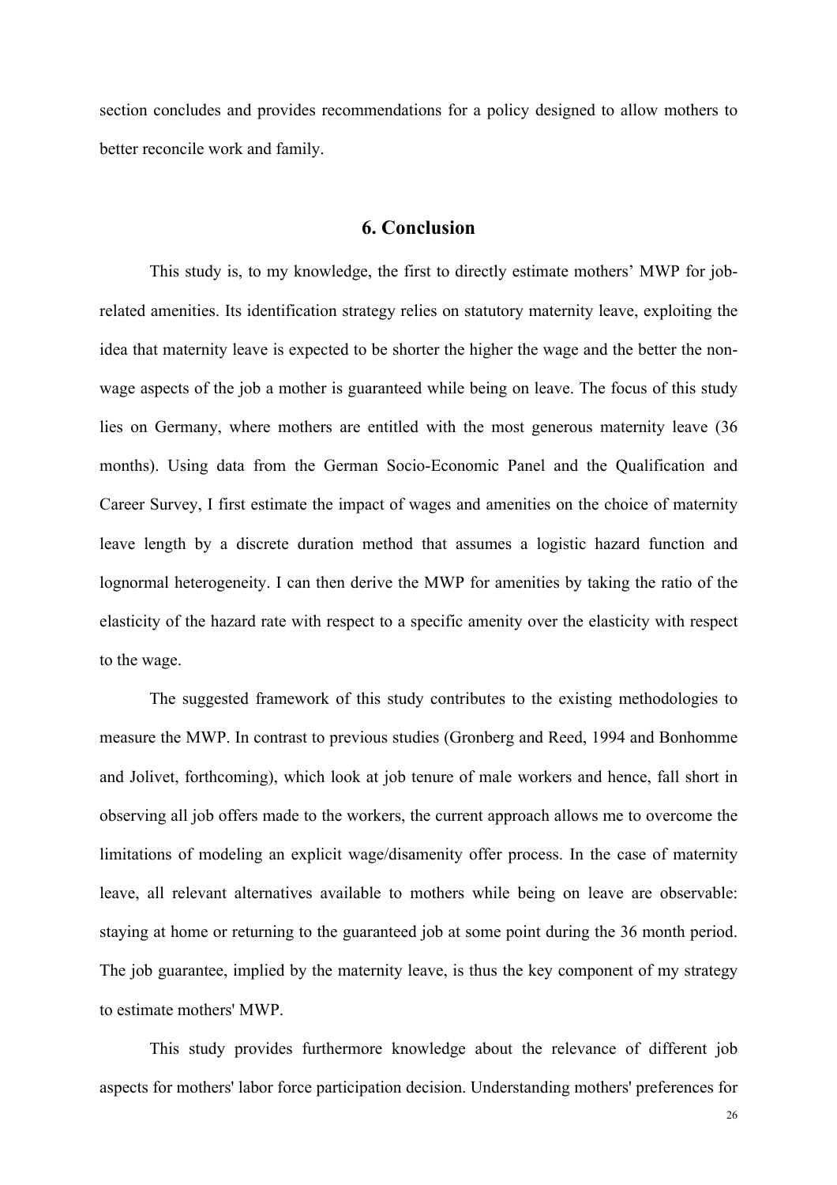section concludes and provides recommendations for a policy designed to allow mothers to better reconcile work and family.

## 6. Conclusion

This study is, to my knowledge, the first to directly estimate mothers' MWP for job-related amenities. Its identification strategy relies on statutory maternity leave, exploiting the idea that maternity leave is expected to be shorter the higher the wage and the better the non-wage aspects of the job a mother is guaranteed while being on leave. The focus of this study lies on Germany, where mothers are entitled with the most generous maternity leave (36 months). Using data from the German Socio-Economic Panel and the Qualification and Career Survey, I first estimate the impact of wages and amenities on the choice of maternity leave length by a discrete duration method that assumes a logistic hazard function and lognormal heterogeneity. I can then derive the MWP for amenities by taking the ratio of the elasticity of the hazard rate with respect to a specific amenity over the elasticity with respect to the wage.

The suggested framework of this study contributes to the existing methodologies to measure the MWP. In contrast to previous studies (Gronberg and Reed, 1994 and Bonhomme and Jolivet, forthcoming), which look at job tenure of male workers and hence, fall short in observing all job offers made to the workers, the current approach allows me to overcome the limitations of modeling an explicit wage/disamenity offer process. In the case of maternity leave, all relevant alternatives available to mothers while being on leave are observable: staying at home or returning to the guaranteed job at some point during the 36 month period. The job guarantee, implied by the maternity leave, is thus the key component of my strategy to estimate mothers' MWP.

This study provides furthermore knowledge about the relevance of different job aspects for mothers' labor force participation decision. Understanding mothers' preferences for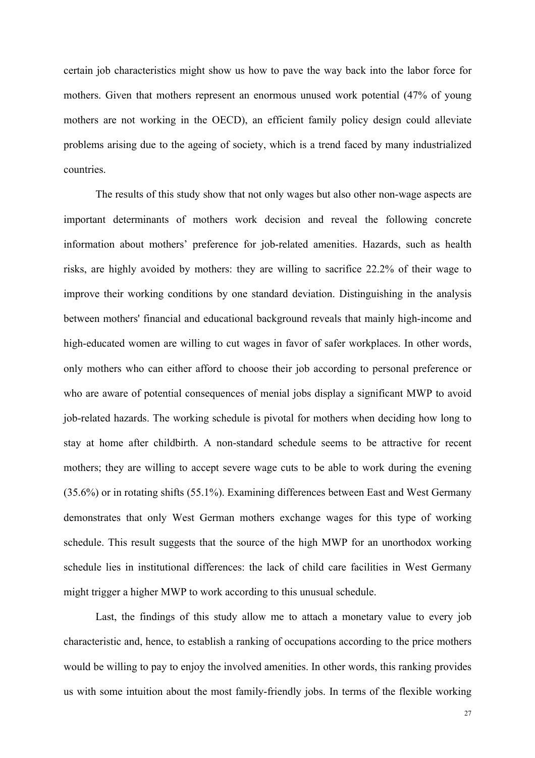certain job characteristics might show us how to pave the way back into the labor force for mothers. Given that mothers represent an enormous unused work potential (47% of young mothers are not working in the OECD), an efficient family policy design could alleviate problems arising due to the ageing of society, which is a trend faced by many industrialized countries.

The results of this study show that not only wages but also other non-wage aspects are important determinants of mothers work decision and reveal the following concrete information about mothers' preference for job-related amenities. Hazards, such as health risks, are highly avoided by mothers: they are willing to sacrifice 22.2% of their wage to improve their working conditions by one standard deviation. Distinguishing in the analysis between mothers' financial and educational background reveals that mainly high-income and high-educated women are willing to cut wages in favor of safer workplaces. In other words, only mothers who can either afford to choose their job according to personal preference or who are aware of potential consequences of menial jobs display a significant MWP to avoid job-related hazards. The working schedule is pivotal for mothers when deciding how long to stay at home after childbirth. A non-standard schedule seems to be attractive for recent mothers; they are willing to accept severe wage cuts to be able to work during the evening (35.6%) or in rotating shifts (55.1%). Examining differences between East and West Germany demonstrates that only West German mothers exchange wages for this type of working schedule. This result suggests that the source of the high MWP for an unorthodox working schedule lies in institutional differences: the lack of child care facilities in West Germany might trigger a higher MWP to work according to this unusual schedule.

Last, the findings of this study allow me to attach a monetary value to every job characteristic and, hence, to establish a ranking of occupations according to the price mothers would be willing to pay to enjoy the involved amenities. In other words, this ranking provides us with some intuition about the most family-friendly jobs. In terms of the flexible working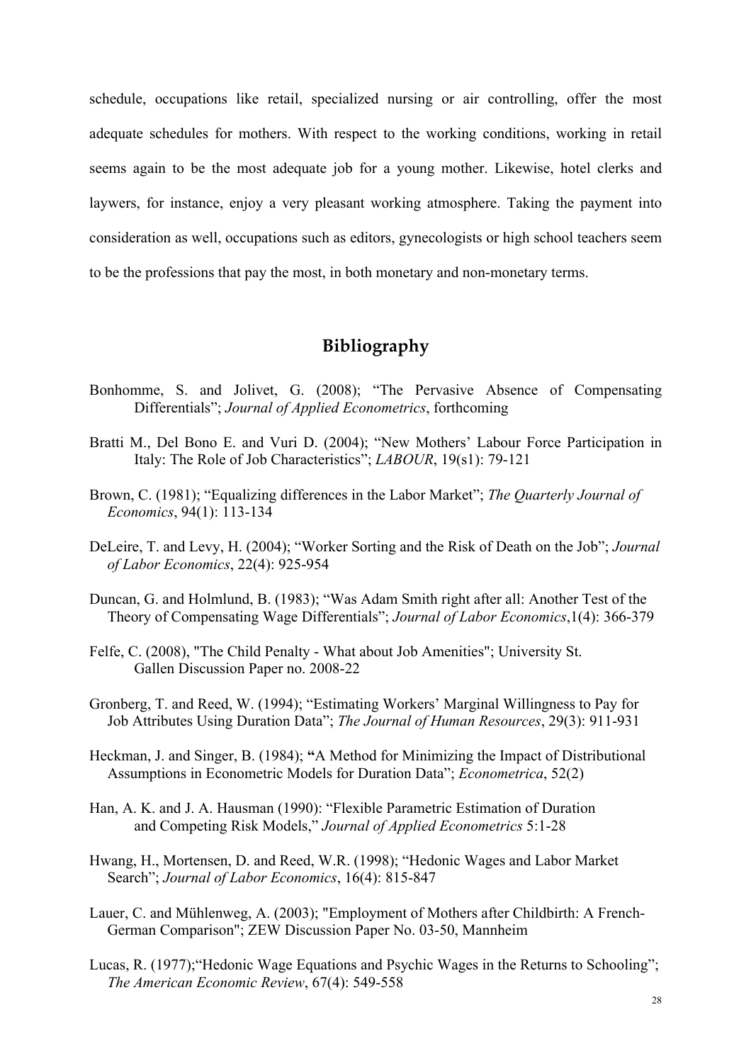schedule, occupations like retail, specialized nursing or air controlling, offer the most adequate schedules for mothers. With respect to the working conditions, working in retail seems again to be the most adequate job for a young mother. Likewise, hotel clerks and laywers, for instance, enjoy a very pleasant working atmosphere. Taking the payment into consideration as well, occupations such as editors, gynecologists or high school teachers seem to be the professions that pay the most, in both monetary and non-monetary terms.

## Bibliography

Bonhomme, S. and Jolivet, G. (2008); "The Pervasive Absence of Compensating Differentials"; *Journal of Applied Econometrics*, forthcoming

Bratti M., Del Bono E. and Vuri D. (2004); "New Mothers' Labour Force Participation in Italy: The Role of Job Characteristics"; *LABOUR*, 19(s1): 79-121

Brown, C. (1981); "Equalizing differences in the Labor Market"; *The Quarterly Journal of Economics*, 94(1): 113-134

DeLeire, T. and Levy, H. (2004); "Worker Sorting and the Risk of Death on the Job"; *Journal of Labor Economics*, 22(4): 925-954

Duncan, G. and Holmlund, B. (1983); "Was Adam Smith right after all: Another Test of the Theory of Compensating Wage Differentials"; *Journal of Labor Economics*,1(4): 366-379

Felfe, C. (2008), "The Child Penalty - What about Job Amenities"; University St. Gallen Discussion Paper no. 2008-22

Gronberg, T. and Reed, W. (1994); "Estimating Workers' Marginal Willingness to Pay for Job Attributes Using Duration Data"; *The Journal of Human Resources*, 29(3): 911-931

Heckman, J. and Singer, B. (1984); **"**A Method for Minimizing the Impact of Distributional Assumptions in Econometric Models for Duration Data"; *Econometrica*, 52(2)

Han, A. K. and J. A. Hausman (1990): "Flexible Parametric Estimation of Duration and Competing Risk Models," *Journal of Applied Econometrics* 5:1-28

Hwang, H., Mortensen, D. and Reed, W.R. (1998); "Hedonic Wages and Labor Market Search"; *Journal of Labor Economics*, 16(4): 815-847

Lauer, C. and Mühlenweg, A. (2003); "Employment of Mothers after Childbirth: A French-German Comparison"; ZEW Discussion Paper No. 03-50, Mannheim

Lucas, R. (1977);"Hedonic Wage Equations and Psychic Wages in the Returns to Schooling"; *The American Economic Review*, 67(4): 549-558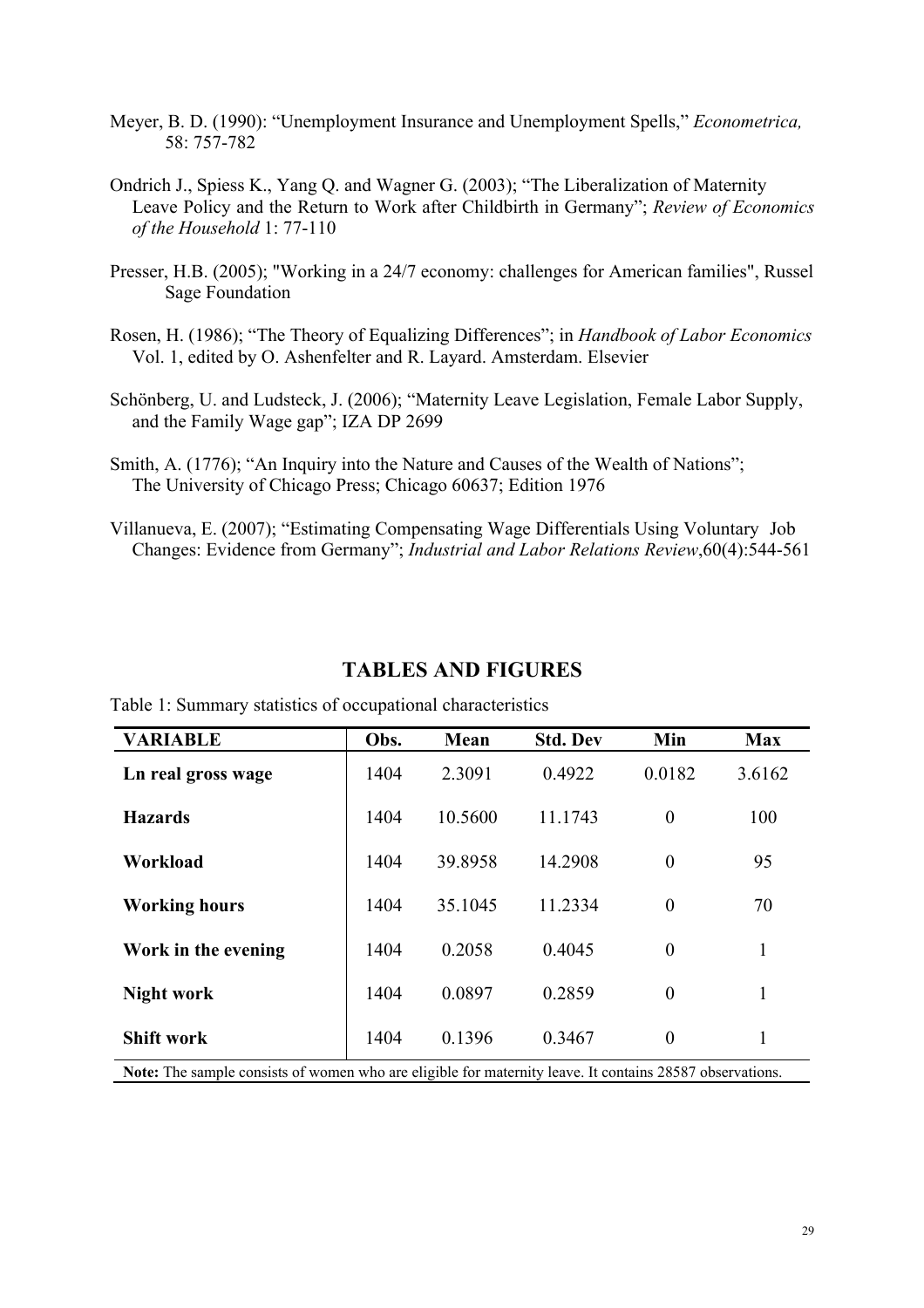Meyer, B. D. (1990): "Unemployment Insurance and Unemployment Spells," *Econometrica,* 58: 757-782

Ondrich J., Spiess K., Yang Q. and Wagner G. (2003); "The Liberalization of Maternity Leave Policy and the Return to Work after Childbirth in Germany"; *Review of Economics of the Household* 1: 77-110

Presser, H.B. (2005); "Working in a 24/7 economy: challenges for American families", Russel Sage Foundation

Rosen, H. (1986); "The Theory of Equalizing Differences"; in *Handbook of Labor Economics* Vol. 1, edited by O. Ashenfelter and R. Layard. Amsterdam. Elsevier

Schönberg, U. and Ludsteck, J. (2006); "Maternity Leave Legislation, Female Labor Supply, and the Family Wage gap"; IZA DP 2699

Smith, A. (1776); "An Inquiry into the Nature and Causes of the Wealth of Nations"; The University of Chicago Press; Chicago 60637; Edition 1976

Villanueva, E. (2007); "Estimating Compensating Wage Differentials Using Voluntary Job Changes: Evidence from Germany"; *Industrial and Labor Relations Review*,60(4):544-561

## TABLES AND FIGURES

Table 1: Summary statistics of occupational characteristics

| VARIABLE | Obs. | Mean | Std. Dev | Min | Max |
|---|---|---|---|---|---|
| **Ln real gross wage** | 1404 | 2.3091 | 0.4922 | 0.0182 | 3.6162 |
| **Hazards** | 1404 | 10.5600 | 11.1743 | 0 | 100 |
| **Workload** | 1404 | 39.8958 | 14.2908 | 0 | 95 |
| **Working hours** | 1404 | 35.1045 | 11.2334 | 0 | 70 |
| **Work in the evening** | 1404 | 0.2058 | 0.4045 | 0 | 1 |
| **Night work** | 1404 | 0.0897 | 0.2859 | 0 | 1 |
| **Shift work** | 1404 | 0.1396 | 0.3467 | 0 | 1 |

**Note:** The sample consists of women who are eligible for maternity leave. It contains 28587 observations.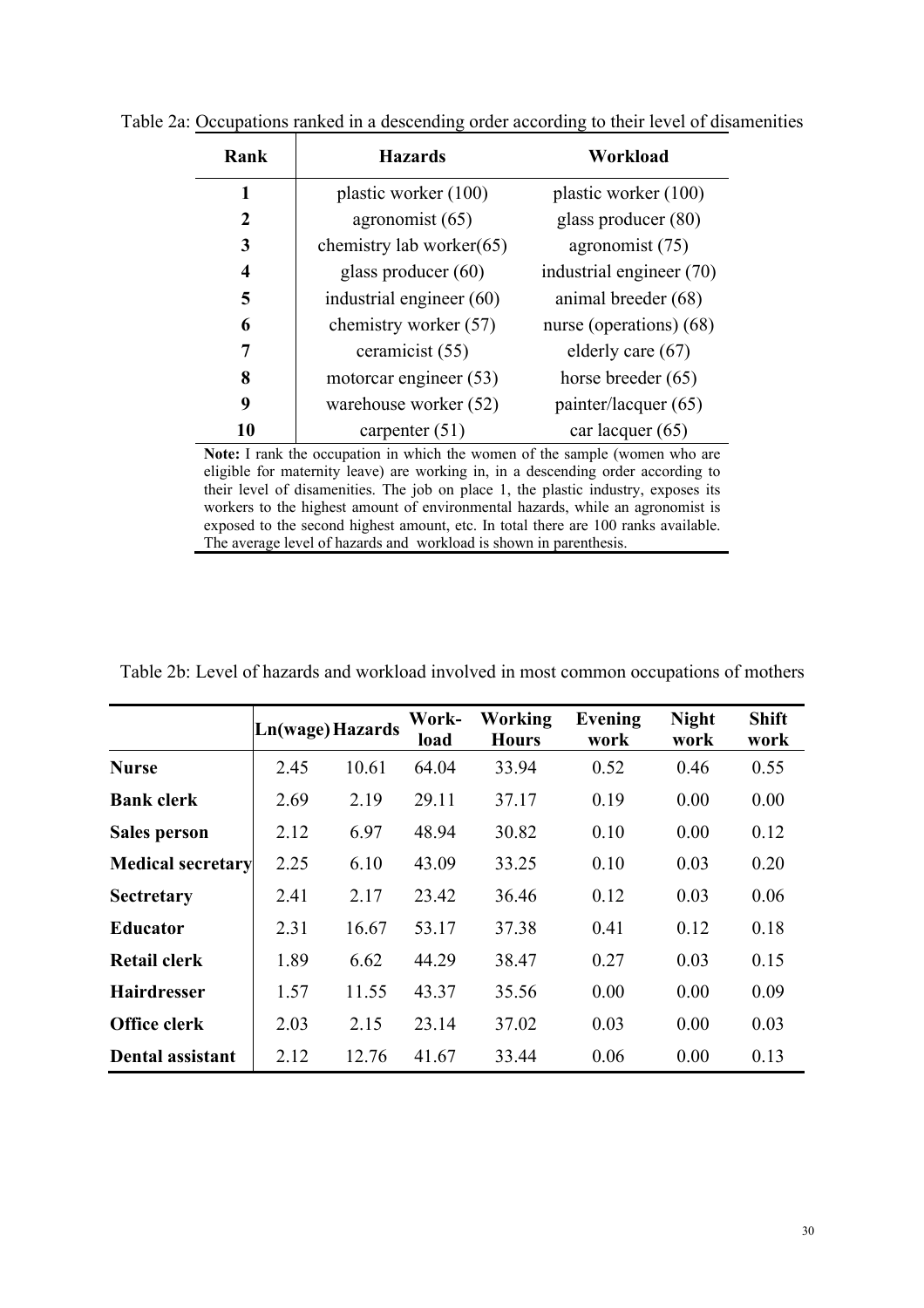Table 2a: Occupations ranked in a descending order according to their level of disamenities

| Rank | Hazards | Workload |
|---|---|---|
| **1** | plastic worker (100) | plastic worker (100) |
| **2** | agronomist (65) | glass producer (80) |
| **3** | chemistry lab worker(65) | agronomist (75) |
| **4** | glass producer (60) | industrial engineer (70) |
| **5** | industrial engineer (60) | animal breeder (68) |
| **6** | chemistry worker (57) | nurse (operations) (68) |
| **7** | ceramicist (55) | elderly care (67) |
| **8** | motorcar engineer (53) | horse breeder (65) |
| **9** | warehouse worker (52) | painter/lacquer (65) |
| **10** | carpenter (51) | car lacquer (65) |

**Note:** I rank the occupation in which the women of the sample (women who are eligible for maternity leave) are working in, in a descending order according to their level of disamenities. The job on place 1, the plastic industry, exposes its workers to the highest amount of environmental hazards, while an agronomist is exposed to the second highest amount, etc. In total there are 100 ranks available. The average level of hazards and workload is shown in parenthesis.

Table 2b: Level of hazards and workload involved in most common occupations of mothers

| | Ln(wage) | Hazards | Work-load | Working Hours | Evening work | Night work | Shift work |
|---|---|---|---|---|---|---|---|
| **Nurse** | 2.45 | 10.61 | 64.04 | 33.94 | 0.52 | 0.46 | 0.55 |
| **Bank clerk** | 2.69 | 2.19 | 29.11 | 37.17 | 0.19 | 0.00 | 0.00 |
| **Sales person** | 2.12 | 6.97 | 48.94 | 30.82 | 0.10 | 0.00 | 0.12 |
| **Medical secretary** | 2.25 | 6.10 | 43.09 | 33.25 | 0.10 | 0.03 | 0.20 |
| **Sectretary** | 2.41 | 2.17 | 23.42 | 36.46 | 0.12 | 0.03 | 0.06 |
| **Educator** | 2.31 | 16.67 | 53.17 | 37.38 | 0.41 | 0.12 | 0.18 |
| **Retail clerk** | 1.89 | 6.62 | 44.29 | 38.47 | 0.27 | 0.03 | 0.15 |
| **Hairdresser** | 1.57 | 11.55 | 43.37 | 35.56 | 0.00 | 0.00 | 0.09 |
| **Office clerk** | 2.03 | 2.15 | 23.14 | 37.02 | 0.03 | 0.00 | 0.03 |
| **Dental assistant** | 2.12 | 12.76 | 41.67 | 33.44 | 0.06 | 0.00 | 0.13 |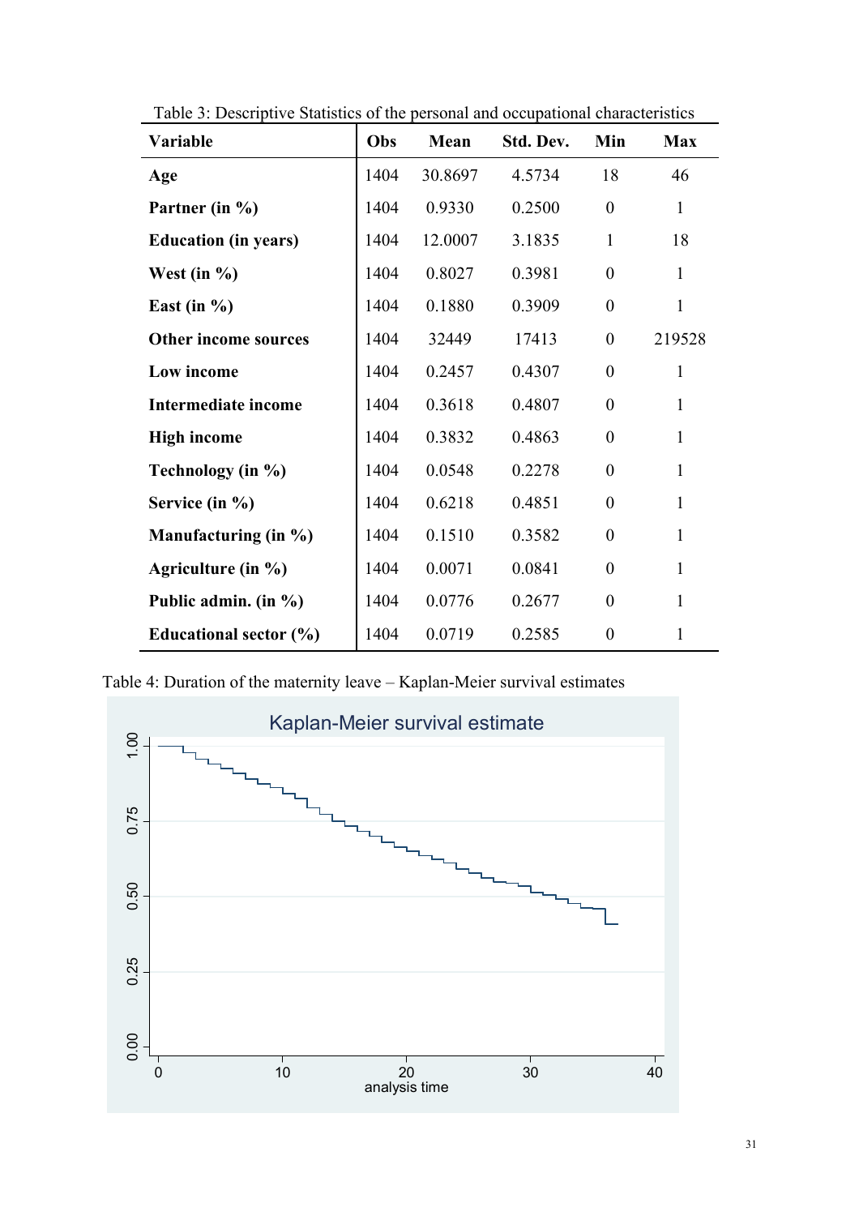Table 3: Descriptive Statistics of the personal and occupational characteristics

| Variable | Obs | Mean | Std. Dev. | Min | Max |
|---|---|---|---|---|---|
| **Age** | 1404 | 30.8697 | 4.5734 | 18 | 46 |
| **Partner (in %)** | 1404 | 0.9330 | 0.2500 | 0 | 1 |
| **Education (in years)** | 1404 | 12.0007 | 3.1835 | 1 | 18 |
| **West (in %)** | 1404 | 0.8027 | 0.3981 | 0 | 1 |
| **East (in %)** | 1404 | 0.1880 | 0.3909 | 0 | 1 |
| **Other income sources** | 1404 | 32449 | 17413 | 0 | 219528 |
| **Low income** | 1404 | 0.2457 | 0.4307 | 0 | 1 |
| **Intermediate income** | 1404 | 0.3618 | 0.4807 | 0 | 1 |
| **High income** | 1404 | 0.3832 | 0.4863 | 0 | 1 |
| **Technology (in %)** | 1404 | 0.0548 | 0.2278 | 0 | 1 |
| **Service (in %)** | 1404 | 0.6218 | 0.4851 | 0 | 1 |
| **Manufacturing (in %)** | 1404 | 0.1510 | 0.3582 | 0 | 1 |
| **Agriculture (in %)** | 1404 | 0.0071 | 0.0841 | 0 | 1 |
| **Public admin. (in %)** | 1404 | 0.0776 | 0.2677 | 0 | 1 |
| **Educational sector (%)** | 1404 | 0.0719 | 0.2585 | 0 | 1 |

Table 4: Duration of the maternity leave – Kaplan-Meier survival estimates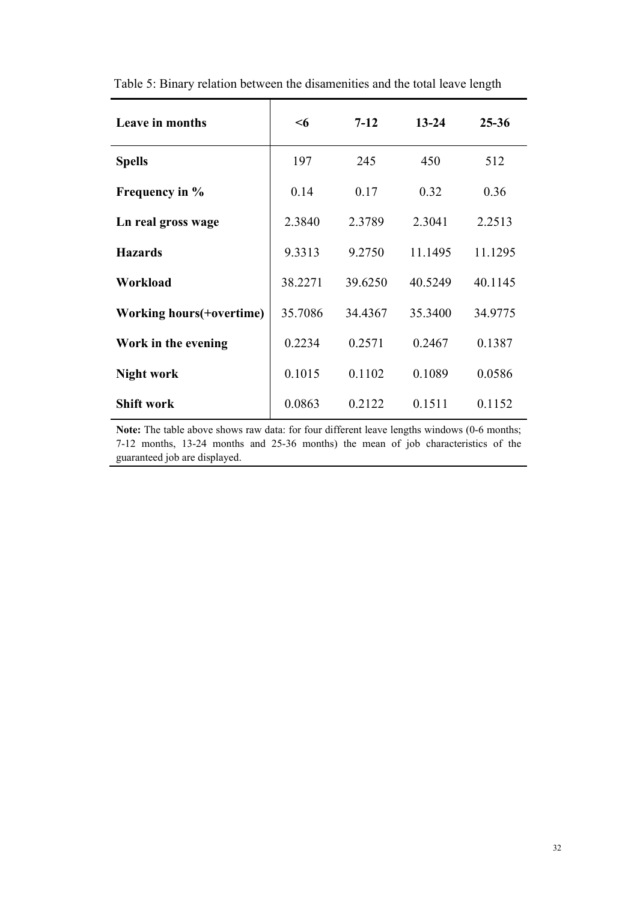Table 5: Binary relation between the disamenities and the total leave length

| **Leave in months** | **<6** | **7-12** | **13-24** | **25-36** |
|---|---|---|---|---|
| **Spells** | 197 | 245 | 450 | 512 |
| **Frequency in %** | 0.14 | 0.17 | 0.32 | 0.36 |
| **Ln real gross wage** | 2.3840 | 2.3789 | 2.3041 | 2.2513 |
| **Hazards** | 9.3313 | 9.2750 | 11.1495 | 11.1295 |
| **Workload** | 38.2271 | 39.6250 | 40.5249 | 40.1145 |
| **Working hours(+overtime)** | 35.7086 | 34.4367 | 35.3400 | 34.9775 |
| **Work in the evening** | 0.2234 | 0.2571 | 0.2467 | 0.1387 |
| **Night work** | 0.1015 | 0.1102 | 0.1089 | 0.0586 |
| **Shift work** | 0.0863 | 0.2122 | 0.1511 | 0.1152 |

**Note:** The table above shows raw data: for four different leave lengths windows (0-6 months; 7-12 months, 13-24 months and 25-36 months) the mean of job characteristics of the guaranteed job are displayed.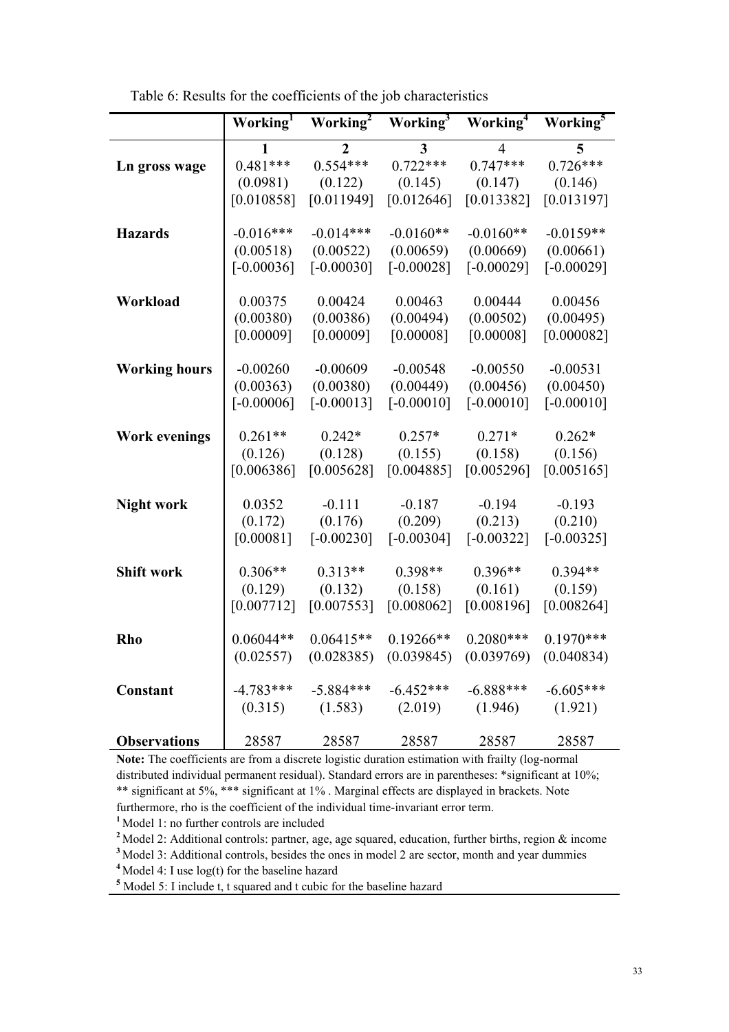Table 6: Results for the coefficients of the job characteristics

| | Working[1] | Working[2] | Working[3] | Working[4] | Working[5] |
|---|---|---|---|---|---|
| | **1** | **2** | **3** | 4 | **5** |
| **Ln gross wage** | 0.481*** | 0.554*** | 0.722*** | 0.747*** | 0.726*** |
| | (0.0981) | (0.122) | (0.145) | (0.147) | (0.146) |
| | [0.010858] | [0.011949] | [0.012646] | [0.013382] | [0.013197] |
| **Hazards** | -0.016*** | -0.014*** | -0.0160** | -0.0160** | -0.0159** |
| | (0.00518) | (0.00522) | (0.00659) | (0.00669) | (0.00661) |
| | [-0.00036] | [-0.00030] | [-0.00028] | [-0.00029] | [-0.00029] |
| **Workload** | 0.00375 | 0.00424 | 0.00463 | 0.00444 | 0.00456 |
| | (0.00380) | (0.00386) | (0.00494) | (0.00502) | (0.00495) |
| | [0.00009] | [0.00009] | [0.00008] | [0.00008] | [0.000082] |
| **Working hours** | -0.00260 | -0.00609 | -0.00548 | -0.00550 | -0.00531 |
| | (0.00363) | (0.00380) | (0.00449) | (0.00456) | (0.00450) |
| | [-0.00006] | [-0.00013] | [-0.00010] | [-0.00010] | [-0.00010] |
| **Work evenings** | 0.261** | 0.242* | 0.257* | 0.271* | 0.262* |
| | (0.126) | (0.128) | (0.155) | (0.158) | (0.156) |
| | [0.006386] | [0.005628] | [0.004885] | [0.005296] | [0.005165] |
| **Night work** | 0.0352 | -0.111 | -0.187 | -0.194 | -0.193 |
| | (0.172) | (0.176) | (0.209) | (0.213) | (0.210) |
| | [0.00081] | [-0.00230] | [-0.00304] | [-0.00322] | [-0.00325] |
| **Shift work** | 0.306** | 0.313** | 0.398** | 0.396** | 0.394** |
| | (0.129) | (0.132) | (0.158) | (0.161) | (0.159) |
| | [0.007712] | [0.007553] | [0.008062] | [0.008196] | [0.008264] |
| **Rho** | 0.06044** | 0.06415** | 0.19266** | 0.2080*** | 0.1970*** |
| | (0.02557) | (0.028385) | (0.039845) | (0.039769) | (0.040834) |
| **Constant** | -4.783*** | -5.884*** | -6.452*** | -6.888*** | -6.605*** |
| | (0.315) | (1.583) | (2.019) | (1.946) | (1.921) |
| **Observations** | 28587 | 28587 | 28587 | 28587 | 28587 |

**Note:** The coefficients are from a discrete logistic duration estimation with frailty (log-normal distributed individual permanent residual). Standard errors are in parentheses: *significant at 10%; ** significant at 5%, *** significant at 1% . Marginal effects are displayed in brackets. Note furthermore, rho is the coefficient of the individual time-invariant error term.

[1] Model 1: no further controls are included

[2] Model 2: Additional controls: partner, age, age squared, education, further births, region & income

[3] Model 3: Additional controls, besides the ones in model 2 are sector, month and year dummies

[4] Model 4: I use log(t) for the baseline hazard

[5] Model 5: I include t, t squared and t cubic for the baseline hazard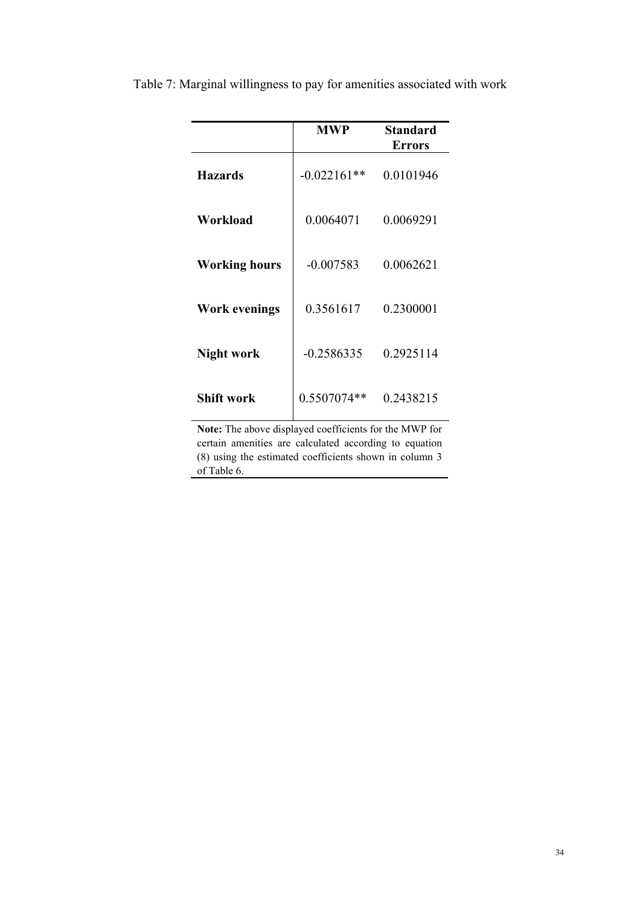Table 7: Marginal willingness to pay for amenities associated with work

| | **MWP** | **Standard Errors** |
|---|---|---|
| **Hazards** | -0.022161** | 0.0101946 |
| **Workload** | 0.0064071 | 0.0069291 |
| **Working hours** | -0.007583 | 0.0062621 |
| **Work evenings** | 0.3561617 | 0.2300001 |
| **Night work** | -0.2586335 | 0.2925114 |
| **Shift work** | 0.5507074** | 0.2438215 |

**Note:** The above displayed coefficients for the MWP for certain amenities are calculated according to equation (8) using the estimated coefficients shown in column 3 of Table 6.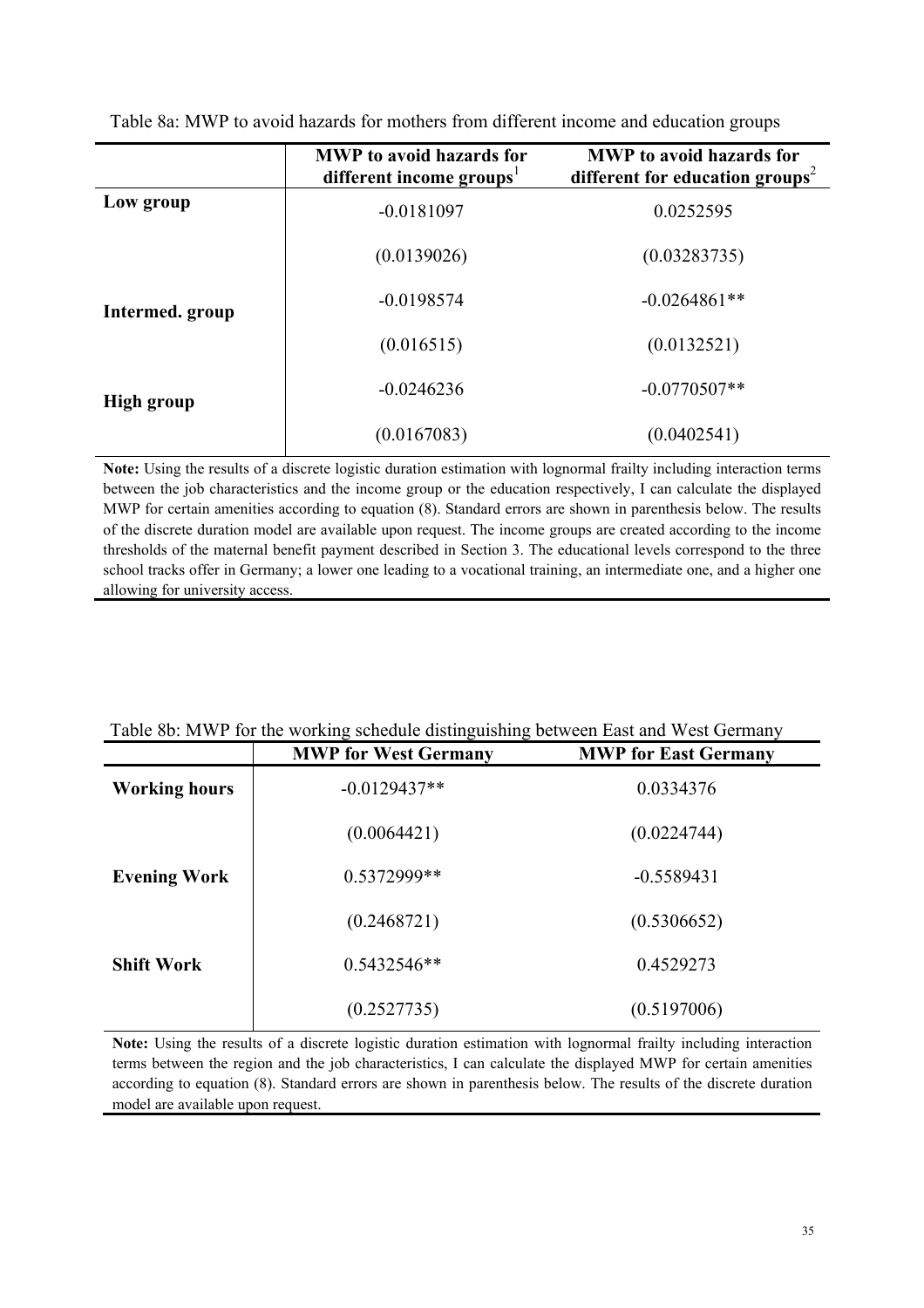Table 8a: MWP to avoid hazards for mothers from different income and education groups

| | MWP to avoid hazards for different income groups[1] | MWP to avoid hazards for different for education groups[2] |
|---|---|---|
| **Low group** | -0.0181097 | 0.0252595 |
| | (0.0139026) | (0.03283735) |
| **Intermed. group** | -0.0198574 | -0.0264861** |
| | (0.016515) | (0.0132521) |
| **High group** | -0.0246236 | -0.0770507** |
| | (0.0167083) | (0.0402541) |

**Note:** Using the results of a discrete logistic duration estimation with lognormal frailty including interaction terms between the job characteristics and the income group or the education respectively, I can calculate the displayed MWP for certain amenities according to equation (8). Standard errors are shown in parenthesis below. The results of the discrete duration model are available upon request. The income groups are created according to the income thresholds of the maternal benefit payment described in Section 3. The educational levels correspond to the three school tracks offer in Germany; a lower one leading to a vocational training, an intermediate one, and a higher one allowing for university access.

Table 8b: MWP for the working schedule distinguishing between East and West Germany

| | MWP for West Germany | MWP for East Germany |
|---|---|---|
| **Working hours** | -0.0129437** | 0.0334376 |
| | (0.0064421) | (0.0224744) |
| **Evening Work** | 0.5372999** | -0.5589431 |
| | (0.2468721) | (0.5306652) |
| **Shift Work** | 0.5432546** | 0.4529273 |
| | (0.2527735) | (0.5197006) |

**Note:** Using the results of a discrete logistic duration estimation with lognormal frailty including interaction terms between the region and the job characteristics, I can calculate the displayed MWP for certain amenities according to equation (8). Standard errors are shown in parenthesis below. The results of the discrete duration model are available upon request.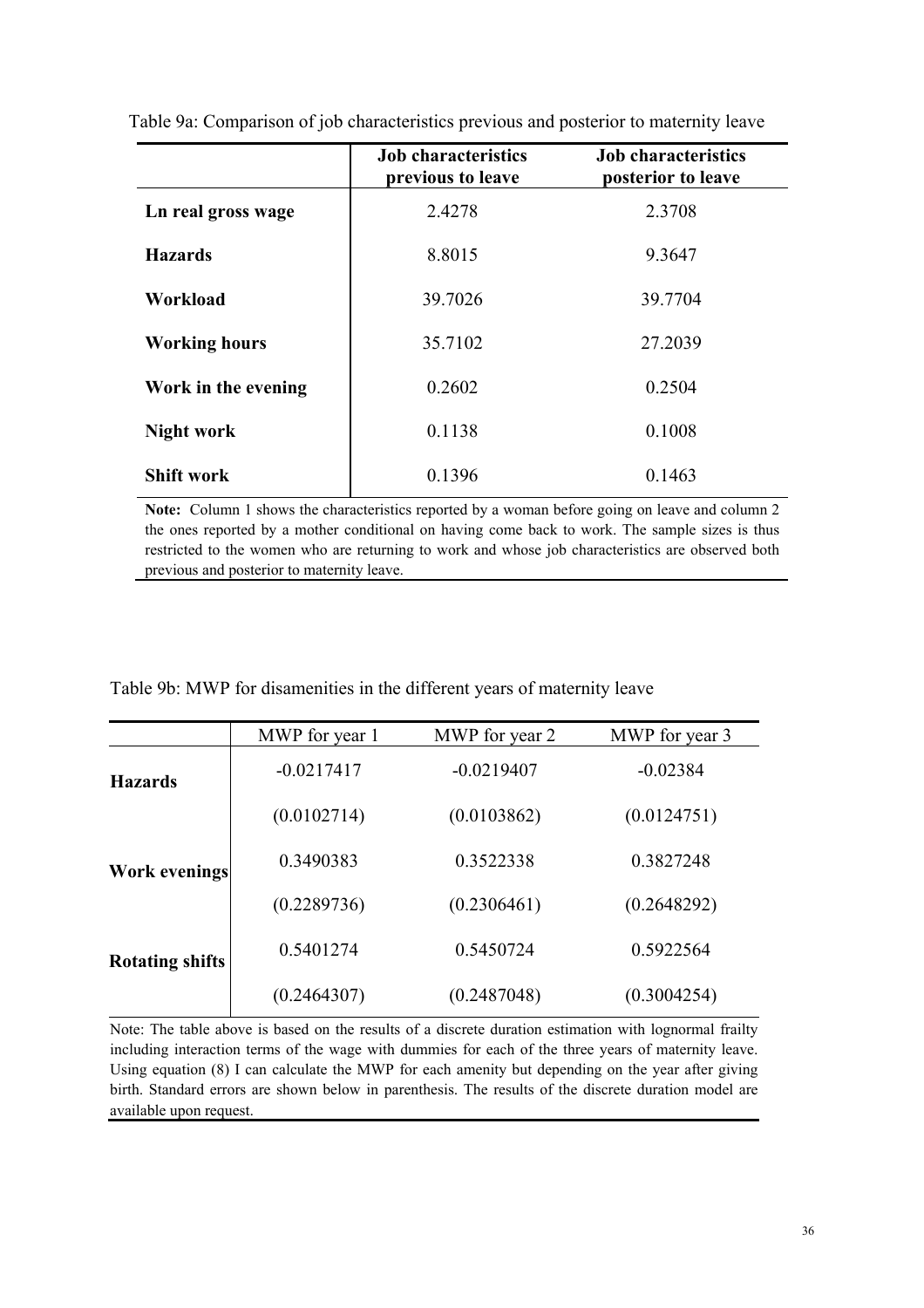Table 9a: Comparison of job characteristics previous and posterior to maternity leave

| | **Job characteristics previous to leave** | **Job characteristics posterior to leave** |
|---|---|---|
| **Ln real gross wage** | 2.4278 | 2.3708 |
| **Hazards** | 8.8015 | 9.3647 |
| **Workload** | 39.7026 | 39.7704 |
| **Working hours** | 35.7102 | 27.2039 |
| **Work in the evening** | 0.2602 | 0.2504 |
| **Night work** | 0.1138 | 0.1008 |
| **Shift work** | 0.1396 | 0.1463 |

**Note:** Column 1 shows the characteristics reported by a woman before going on leave and column 2 the ones reported by a mother conditional on having come back to work. The sample sizes is thus restricted to the women who are returning to work and whose job characteristics are observed both previous and posterior to maternity leave.

Table 9b: MWP for disamenities in the different years of maternity leave

| | MWP for year 1 | MWP for year 2 | MWP for year 3 |
|---|---|---|---|
| **Hazards** | -0.0217417 | -0.0219407 | -0.02384 |
| | (0.0102714) | (0.0103862) | (0.0124751) |
| **Work evenings** | 0.3490383 | 0.3522338 | 0.3827248 |
| | (0.2289736) | (0.2306461) | (0.2648292) |
| **Rotating shifts** | 0.5401274 | 0.5450724 | 0.5922564 |
| | (0.2464307) | (0.2487048) | (0.3004254) |

Note: The table above is based on the results of a discrete duration estimation with lognormal frailty including interaction terms of the wage with dummies for each of the three years of maternity leave. Using equation (8) I can calculate the MWP for each amenity but depending on the year after giving birth. Standard errors are shown below in parenthesis. The results of the discrete duration model are available upon request.